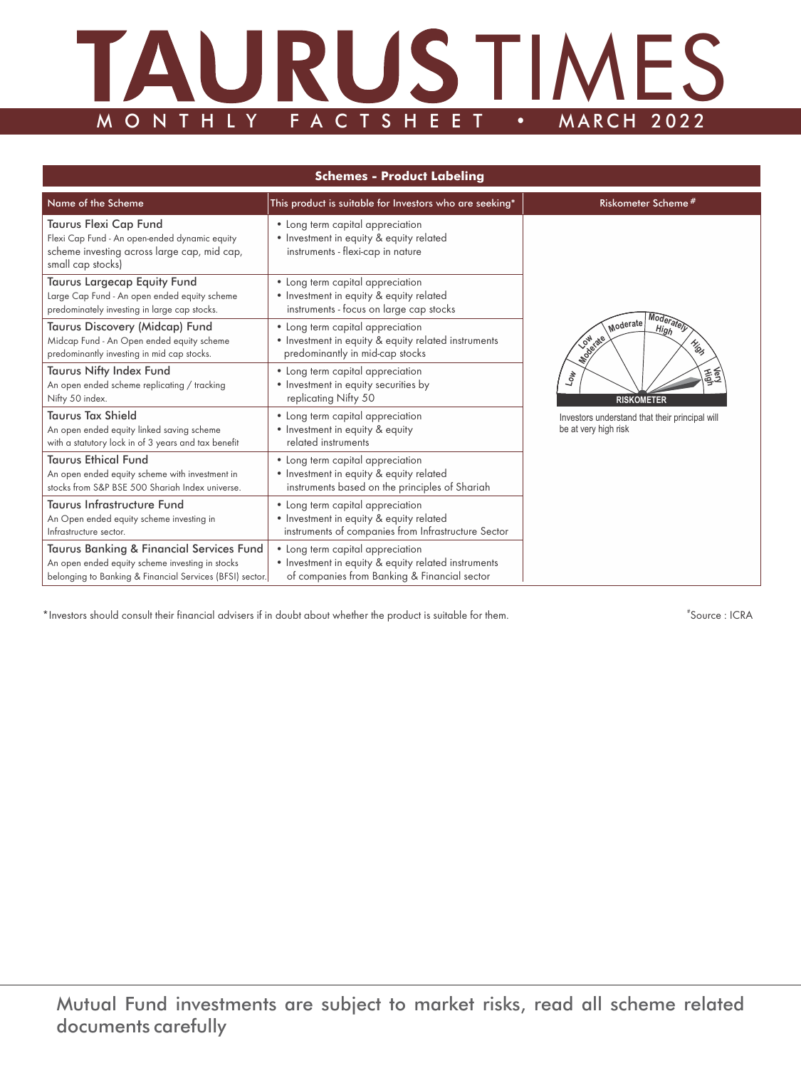# TAURUS TIMES

MONTHLY FACTSHEET • MARCH 2022

## Schemes - Product Labeling

| Name of the Scheme | This product is suitable for Investors who are seeking* | Riskometer Scheme# |
|---|---|---|
| **Taurus Flexi Cap Fund**<br>Flexi Cap Fund - An open-ended dynamic equity scheme investing across large cap, mid cap, small cap stocks) | • Long term capital appreciation<br>• Investment in equity & equity related instruments - flexi-cap in nature | RISKOMETER<br>Low / Low Moderate / Moderate / Moderately High / High / Very High<br>Investors understand that their principal will be at very high risk |
| **Taurus Largecap Equity Fund**<br>Large Cap Fund - An open ended equity scheme predominately investing in large cap stocks. | • Long term capital appreciation<br>• Investment in equity & equity related instruments - focus on large cap stocks | |
| **Taurus Discovery (Midcap) Fund**<br>Midcap Fund - An Open ended equity scheme predominantly investing in mid cap stocks. | • Long term capital appreciation<br>• Investment in equity & equity related instruments predominantly in mid-cap stocks | |
| **Taurus Nifty Index Fund**<br>An open ended scheme replicating / tracking Nifty 50 index. | • Long term capital appreciation<br>• Investment in equity securities by replicating Nifty 50 | |
| **Taurus Tax Shield**<br>An open ended equity linked saving scheme with a statutory lock in of 3 years and tax benefit | • Long term capital appreciation<br>• Investment in equity & equity related instruments | |
| **Taurus Ethical Fund**<br>An open ended equity scheme with investment in stocks from S&P BSE 500 Shariah Index universe. | • Long term capital appreciation<br>• Investment in equity & equity related instruments based on the principles of Shariah | |
| **Taurus Infrastructure Fund**<br>An Open ended equity scheme investing in Infrastructure sector. | • Long term capital appreciation<br>• Investment in equity & equity related instruments of companies from Infrastructure Sector | |
| **Taurus Banking & Financial Services Fund**<br>An open ended equity scheme investing in stocks belonging to Banking & Financial Services (BFSI) sector. | • Long term capital appreciation<br>• Investment in equity & equity related instruments of companies from Banking & Financial sector | |

*Investors should consult their financial advisers if in doubt about whether the product is suitable for them.

#Source : ICRA

Mutual Fund investments are subject to market risks, read all scheme related documents carefully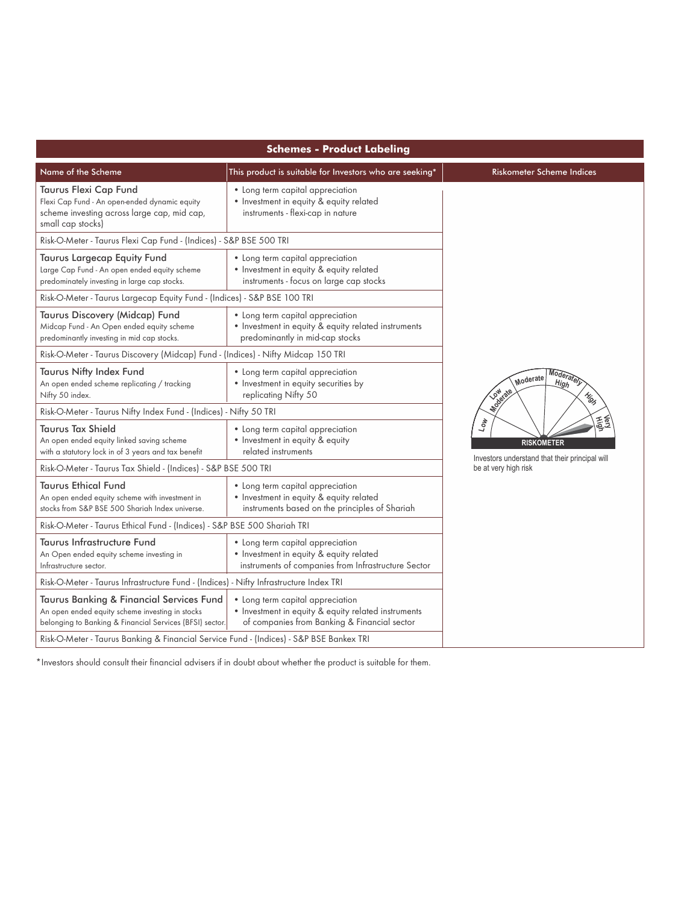## Schemes - Product Labeling

| Name of the Scheme | This product is suitable for Investors who are seeking* | Riskometer Scheme Indices |
|---|---|---|
| **Taurus Flexi Cap Fund**<br>Flexi Cap Fund - An open-ended dynamic equity scheme investing across large cap, mid cap, small cap stocks) | • Long term capital appreciation<br>• Investment in equity & equity related instruments - flexi-cap in nature | |
| Risk-O-Meter - Taurus Flexi Cap Fund - (Indices) - S&P BSE 500 TRI | | |
| **Taurus Largecap Equity Fund**<br>Large Cap Fund - An open ended equity scheme predominately investing in large cap stocks. | • Long term capital appreciation<br>• Investment in equity & equity related instruments - focus on large cap stocks | |
| Risk-O-Meter - Taurus Largecap Equity Fund - (Indices) - S&P BSE 100 TRI | | |
| **Taurus Discovery (Midcap) Fund**<br>Midcap Fund - An Open ended equity scheme predominantly investing in mid cap stocks. | • Long term capital appreciation<br>• Investment in equity & equity related instruments predominantly in mid-cap stocks | |
| Risk-O-Meter - Taurus Discovery (Midcap) Fund - (Indices) - Nifty Midcap 150 TRI | | |
| **Taurus Nifty Index Fund**<br>An open ended scheme replicating / tracking Nifty 50 index. | • Long term capital appreciation<br>• Investment in equity securities by replicating Nifty 50 | RISKOMETER<br>Investors understand that their principal will be at very high risk |
| Risk-O-Meter - Taurus Nifty Index Fund - (Indices) - Nifty 50 TRI | | |
| **Taurus Tax Shield**<br>An open ended equity linked saving scheme with a statutory lock in of 3 years and tax benefit | • Long term capital appreciation<br>• Investment in equity & equity related instruments | |
| Risk-O-Meter - Taurus Tax Shield - (Indices) - S&P BSE 500 TRI | | |
| **Taurus Ethical Fund**<br>An open ended equity scheme with investment in stocks from S&P BSE 500 Shariah Index universe. | • Long term capital appreciation<br>• Investment in equity & equity related instruments based on the principles of Shariah | |
| Risk-O-Meter - Taurus Ethical Fund - (Indices) - S&P BSE 500 Shariah TRI | | |
| **Taurus Infrastructure Fund**<br>An Open ended equity scheme investing in Infrastructure sector. | • Long term capital appreciation<br>• Investment in equity & equity related instruments of companies from Infrastructure Sector | |
| Risk-O-Meter - Taurus Infrastructure Fund - (Indices) - Nifty Infrastructure Index TRI | | |
| **Taurus Banking & Financial Services Fund**<br>An open ended equity scheme investing in stocks belonging to Banking & Financial Services (BFSI) sector. | • Long term capital appreciation<br>• Investment in equity & equity related instruments of companies from Banking & Financial sector | |
| Risk-O-Meter - Taurus Banking & Financial Service Fund - (Indices) - S&P BSE Bankex TRI | | |

*Investors should consult their financial advisers if in doubt about whether the product is suitable for them.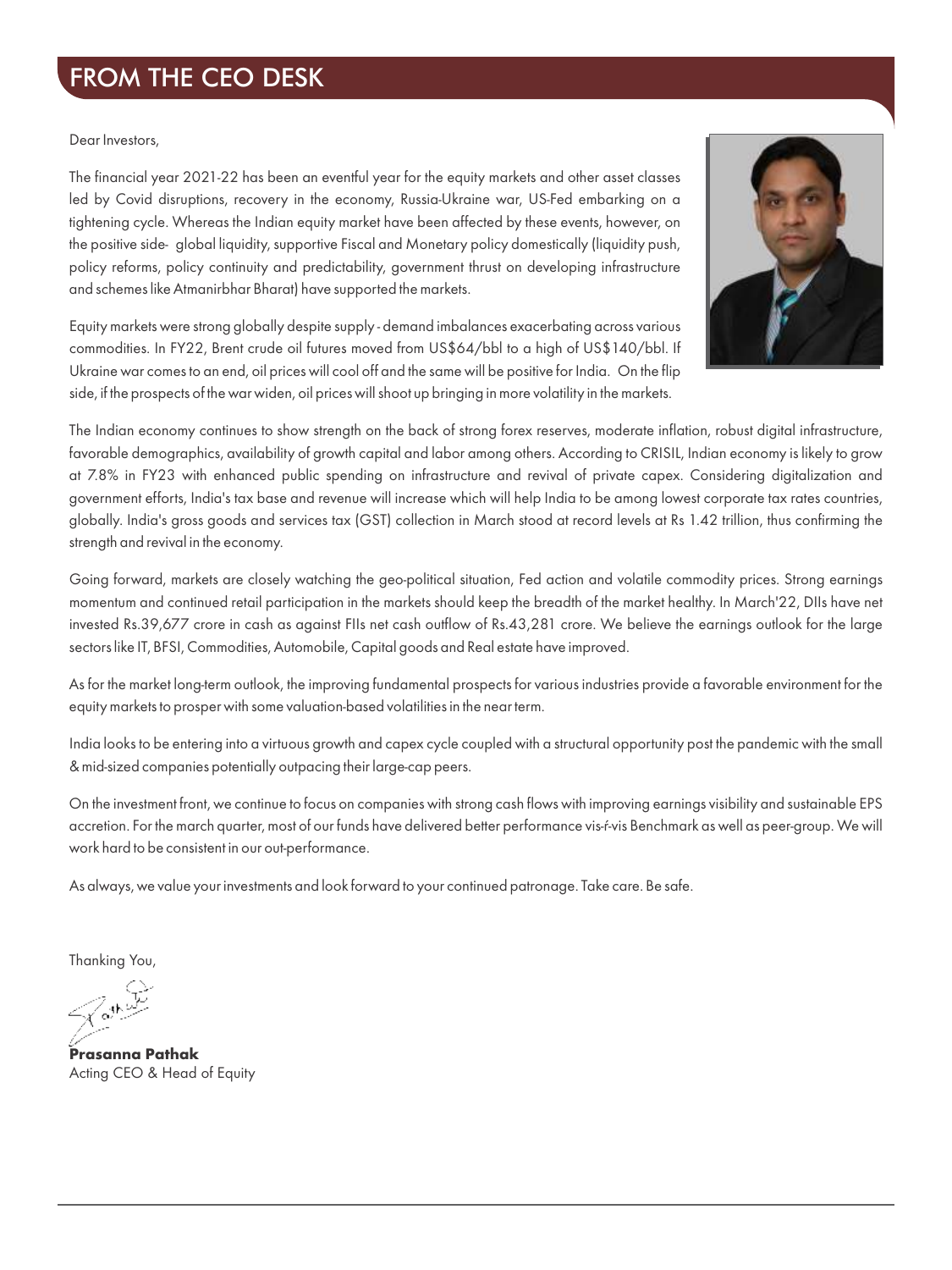# FROM THE CEO DESK

Dear Investors,

The financial year 2021-22 has been an eventful year for the equity markets and other asset classes led by Covid disruptions, recovery in the economy, Russia-Ukraine war, US-Fed embarking on a tightening cycle. Whereas the Indian equity market have been affected by these events, however, on the positive side- global liquidity, supportive Fiscal and Monetary policy domestically (liquidity push, policy reforms, policy continuity and predictability, government thrust on developing infrastructure and schemes like Atmanirbhar Bharat) have supported the markets.

Equity markets were strong globally despite supply - demand imbalances exacerbating across various commodities. In FY22, Brent crude oil futures moved from US$64/bbl to a high of US$140/bbl. If Ukraine war comes to an end, oil prices will cool off and the same will be positive for India. On the flip side, if the prospects of the war widen, oil prices will shoot up bringing in more volatility in the markets.

The Indian economy continues to show strength on the back of strong forex reserves, moderate inflation, robust digital infrastructure, favorable demographics, availability of growth capital and labor among others. According to CRISIL, Indian economy is likely to grow at 7.8% in FY23 with enhanced public spending on infrastructure and revival of private capex. Considering digitalization and government efforts, India's tax base and revenue will increase which will help India to be among lowest corporate tax rates countries, globally. India's gross goods and services tax (GST) collection in March stood at record levels at Rs 1.42 trillion, thus confirming the strength and revival in the economy.

Going forward, markets are closely watching the geo-political situation, Fed action and volatile commodity prices. Strong earnings momentum and continued retail participation in the markets should keep the breadth of the market healthy. In March'22, DIIs have net invested Rs.39,677 crore in cash as against FIIs net cash outflow of Rs.43,281 crore. We believe the earnings outlook for the large sectors like IT, BFSI, Commodities, Automobile, Capital goods and Real estate have improved.

As for the market long-term outlook, the improving fundamental prospects for various industries provide a favorable environment for the equity markets to prosper with some valuation-based volatilities in the near term.

India looks to be entering into a virtuous growth and capex cycle coupled with a structural opportunity post the pandemic with the small & mid-sized companies potentially outpacing their large-cap peers.

On the investment front, we continue to focus on companies with strong cash flows with improving earnings visibility and sustainable EPS accretion. For the march quarter, most of our funds have delivered better performance vis-ŕ-vis Benchmark as well as peer-group. We will work hard to be consistent in our out-performance.

As always, we value your investments and look forward to your continued patronage. Take care. Be safe.

Thanking You,

**Prasanna Pathak**
Acting CEO & Head of Equity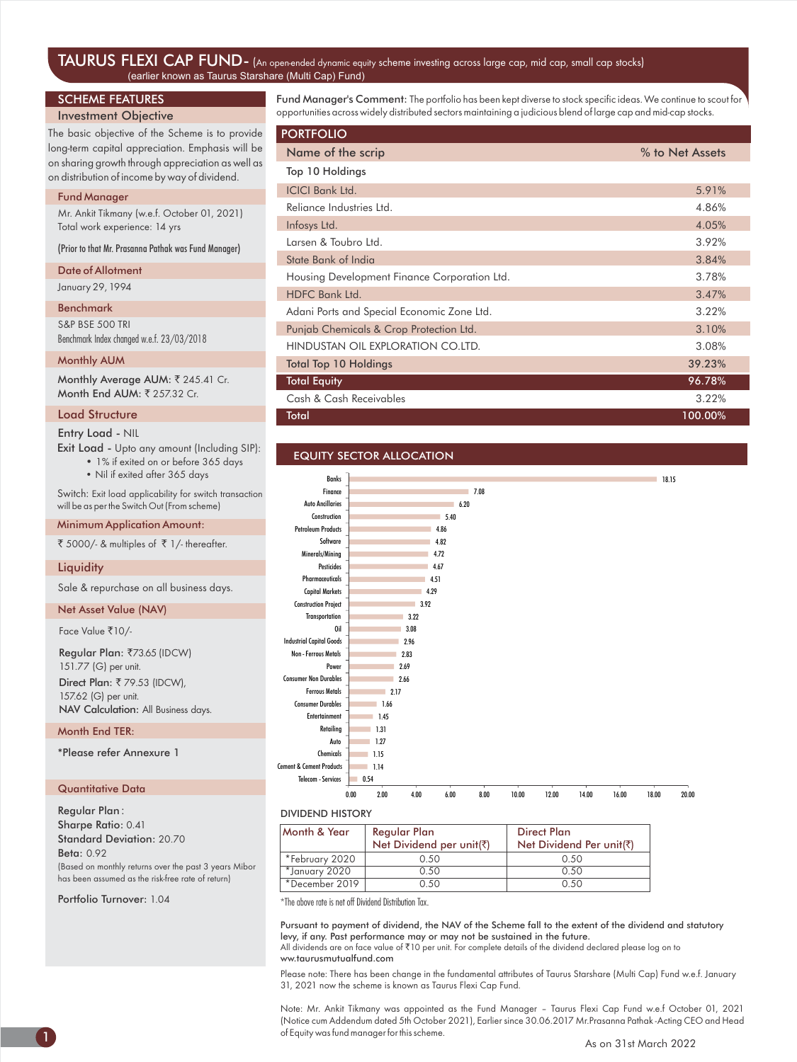# TAURUS FLEXI CAP FUND- (An open-ended dynamic equity scheme investing across large cap, mid cap, small cap stocks)

(earlier known as Taurus Starshare (Multi Cap) Fund)

## SCHEME FEATURES

### Investment Objective

The basic objective of the Scheme is to provide long-term capital appreciation. Emphasis will be on sharing growth through appreciation as well as on distribution of income by way of dividend.

### Fund Manager

Mr. Ankit Tikmany (w.e.f. October 01, 2021)
Total work experience: 14 yrs

(Prior to that Mr. Prasanna Pathak was Fund Manager)

### Date of Allotment

January 29, 1994

### Benchmark

S&P BSE 500 TRI
Benchmark Index changed w.e.f. 23/03/2018

### Monthly AUM

**Monthly Average AUM:** ₹ 245.41 Cr.
**Month End AUM:** ₹ 257.32 Cr.

### Load Structure

**Entry Load** - NIL
**Exit Load** - Upto any amount (Including SIP):
- 1% if exited on or before 365 days
- Nil if exited after 365 days

Switch: Exit load applicability for switch transaction will be as per the Switch Out (From scheme)

### Minimum Application Amount:

₹ 5000/- & multiples of ₹ 1/- thereafter.

### Liquidity

Sale & repurchase on all business days.

### Net Asset Value (NAV)

Face Value ₹10/-

**Regular Plan:** ₹73.65 (IDCW)
151.77 (G) per unit.
**Direct Plan:** ₹ 79.53 (IDCW),
157.62 (G) per unit.
**NAV Calculation:** All Business days.

### Month End TER:

*Please refer Annexure 1

### Quantitative Data

**Regular Plan :**
**Sharpe Ratio:** 0.41
**Standard Deviation:** 20.70
**Beta:** 0.92
(Based on monthly returns over the past 3 years Mibor has been assumed as the risk-free rate of return)

**Portfolio Turnover:** 1.04

**Fund Manager's Comment:** The portfolio has been kept diverse to stock specific ideas. We continue to scout for opportunities across widely distributed sectors maintaining a judicious blend of large cap and mid-cap stocks.

## PORTFOLIO

| Name of the scrip | % to Net Assets |
|---|---|
| Top 10 Holdings | |
| ICICI Bank Ltd. | 5.91% |
| Reliance Industries Ltd. | 4.86% |
| Infosys Ltd. | 4.05% |
| Larsen & Toubro Ltd. | 3.92% |
| State Bank of India | 3.84% |
| Housing Development Finance Corporation Ltd. | 3.78% |
| HDFC Bank Ltd. | 3.47% |
| Adani Ports and Special Economic Zone Ltd. | 3.22% |
| Punjab Chemicals & Crop Protection Ltd. | 3.10% |
| HINDUSTAN OIL EXPLORATION CO.LTD. | 3.08% |
| Total Top 10 Holdings | 39.23% |
| Total Equity | 96.78% |
| Cash & Cash Receivables | 3.22% |
| Total | 100.00% |

## EQUITY SECTOR ALLOCATION

| Sector | % |
|---|---|
| Banks | 18.15 |
| Finance | 7.08 |
| Auto Ancillaries | 6.20 |
| Construction | 5.40 |
| Petroleum Products | 4.86 |
| Software | 4.82 |
| Minerals/Mining | 4.72 |
| Pesticides | 4.67 |
| Pharmaceuticals | 4.51 |
| Capital Markets | 4.29 |
| Construction Project | 3.92 |
| Transportation | 3.22 |
| Oil | 3.08 |
| Industrial Capital Goods | 2.96 |
| Non - Ferrous Metals | 2.83 |
| Power | 2.69 |
| Consumer Non Durables | 2.66 |
| Ferrous Metals | 2.17 |
| Consumer Durables | 1.66 |
| Entertainment | 1.45 |
| Retailing | 1.31 |
| Auto | 1.27 |
| Chemicals | 1.15 |
| Cement & Cement Products | 1.14 |
| Telecom - Services | 0.54 |

### DIVIDEND HISTORY

| Month & Year | Regular Plan Net Dividend per unit(₹) | Direct Plan Net Dividend Per unit(₹) |
|---|---|---|
| *February 2020 | 0.50 | 0.50 |
| *January 2020 | 0.50 | 0.50 |
| *December 2019 | 0.50 | 0.50 |

*The above rate is net off Dividend Distribution Tax.

**Pursuant to payment of dividend, the NAV of the Scheme fall to the extent of the dividend and statutory levy, if any. Past performance may or may not be sustained in the future.**
All dividends are on face value of ₹10 per unit. For complete details of the dividend declared please log on to ww.taurusmutualfund.com

Please note: There has been change in the fundamental attributes of Taurus Starshare (Multi Cap) Fund w.e.f. January 31, 2021 now the scheme is known as Taurus Flexi Cap Fund.

Note: Mr. Ankit Tikmany was appointed as the Fund Manager – Taurus Flexi Cap Fund w.e.f October 01, 2021 (Notice cum Addendum dated 5th October 2021), Earlier since 30.06.2017 Mr.Prasanna Pathak -Acting CEO and Head of Equity was fund manager for this scheme.

As on 31st March 2022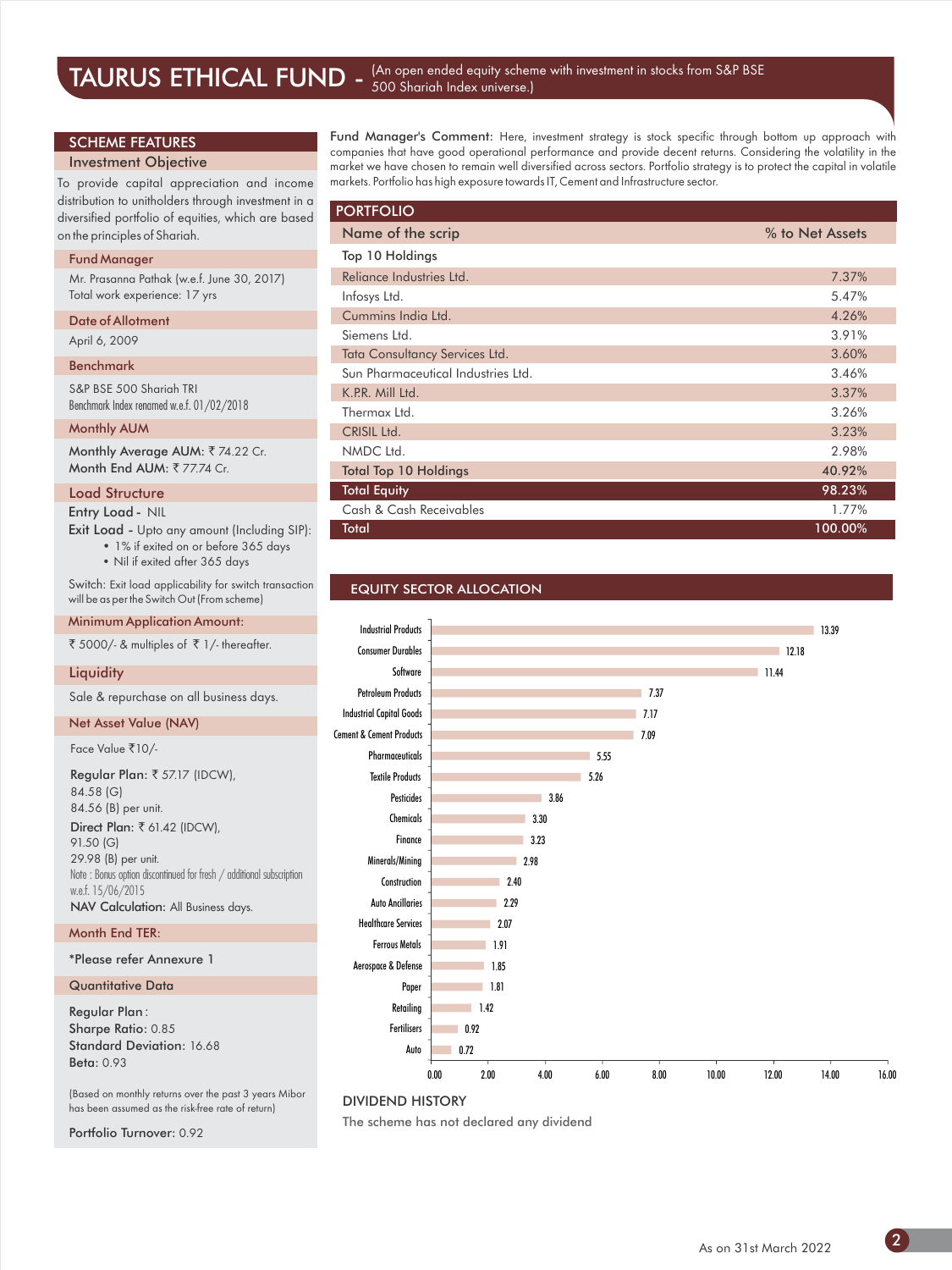# TAURUS ETHICAL FUND - (An open ended equity scheme with investment in stocks from S&P BSE 500 Shariah Index universe.)

## SCHEME FEATURES

### Investment Objective

To provide capital appreciation and income distribution to unitholders through investment in a diversified portfolio of equities, which are based on the principles of Shariah.

### Fund Manager

Mr. Prasanna Pathak (w.e.f. June 30, 2017)
Total work experience: 17 yrs

### Date of Allotment

April 6, 2009

### Benchmark

S&P BSE 500 Shariah TRI
Benchmark Index renamed w.e.f. 01/02/2018

### Monthly AUM

**Monthly Average AUM:** ₹ 74.22 Cr.
**Month End AUM:** ₹ 77.74 Cr.

### Load Structure

**Entry Load -** NIL
**Exit Load -** Upto any amount (Including SIP):
- 1% if exited on or before 365 days
- Nil if exited after 365 days

Switch: Exit load applicability for switch transaction will be as per the Switch Out (From scheme)

### Minimum Application Amount:

₹ 5000/- & multiples of ₹ 1/- thereafter.

### Liquidity

Sale & repurchase on all business days.

### Net Asset Value (NAV)

Face Value ₹10/-

**Regular Plan:** ₹ 57.17 (IDCW), 84.58 (G) 84.56 (B) per unit.
**Direct Plan:** ₹ 61.42 (IDCW), 91.50 (G) 29.98 (B) per unit.
Note : Bonus option discontinued for fresh / additional subscription w.e.f. 15/06/2015
**NAV Calculation:** All Business days.

### Month End TER:

*Please refer Annexure 1

### Quantitative Data

**Regular Plan :**
**Sharpe Ratio:** 0.85
**Standard Deviation:** 16.68
**Beta:** 0.93

(Based on monthly returns over the past 3 years Mibor has been assumed as the risk-free rate of return)

Portfolio Turnover: 0.92

**Fund Manager's Comment:** Here, investment strategy is stock specific through bottom up approach with companies that have good operational performance and provide decent returns. Considering the volatility in the market we have chosen to remain well diversified across sectors. Portfolio strategy is to protect the capital in volatile markets. Portfolio has high exposure towards IT, Cement and Infrastructure sector.

## PORTFOLIO

| Name of the scrip | % to Net Assets |
|---|---|
| **Top 10 Holdings** | |
| Reliance Industries Ltd. | 7.37% |
| Infosys Ltd. | 5.47% |
| Cummins India Ltd. | 4.26% |
| Siemens Ltd. | 3.91% |
| Tata Consultancy Services Ltd. | 3.60% |
| Sun Pharmaceutical Industries Ltd. | 3.46% |
| K.P.R. Mill Ltd. | 3.37% |
| Thermax Ltd. | 3.26% |
| CRISIL Ltd. | 3.23% |
| NMDC Ltd. | 2.98% |
| Total Top 10 Holdings | 40.92% |
| **Total Equity** | **98.23%** |
| Cash & Cash Receivables | 1.77% |
| **Total** | **100.00%** |

## EQUITY SECTOR ALLOCATION

| Sector | % |
|---|---|
| Industrial Products | 13.39 |
| Consumer Durables | 12.18 |
| Software | 11.44 |
| Petroleum Products | 7.37 |
| Industrial Capital Goods | 7.17 |
| Cement & Cement Products | 7.09 |
| Pharmaceuticals | 5.55 |
| Textile Products | 5.26 |
| Pesticides | 3.86 |
| Chemicals | 3.30 |
| Finance | 3.23 |
| Minerals/Mining | 2.98 |
| Construction | 2.40 |
| Auto Ancillaries | 2.29 |
| Healthcare Services | 2.07 |
| Ferrous Metals | 1.91 |
| Aerospace & Defense | 1.85 |
| Paper | 1.81 |
| Retailing | 1.42 |
| Fertilisers | 0.92 |
| Auto | 0.72 |

### DIVIDEND HISTORY

The scheme has not declared any dividend

As on 31st March 2022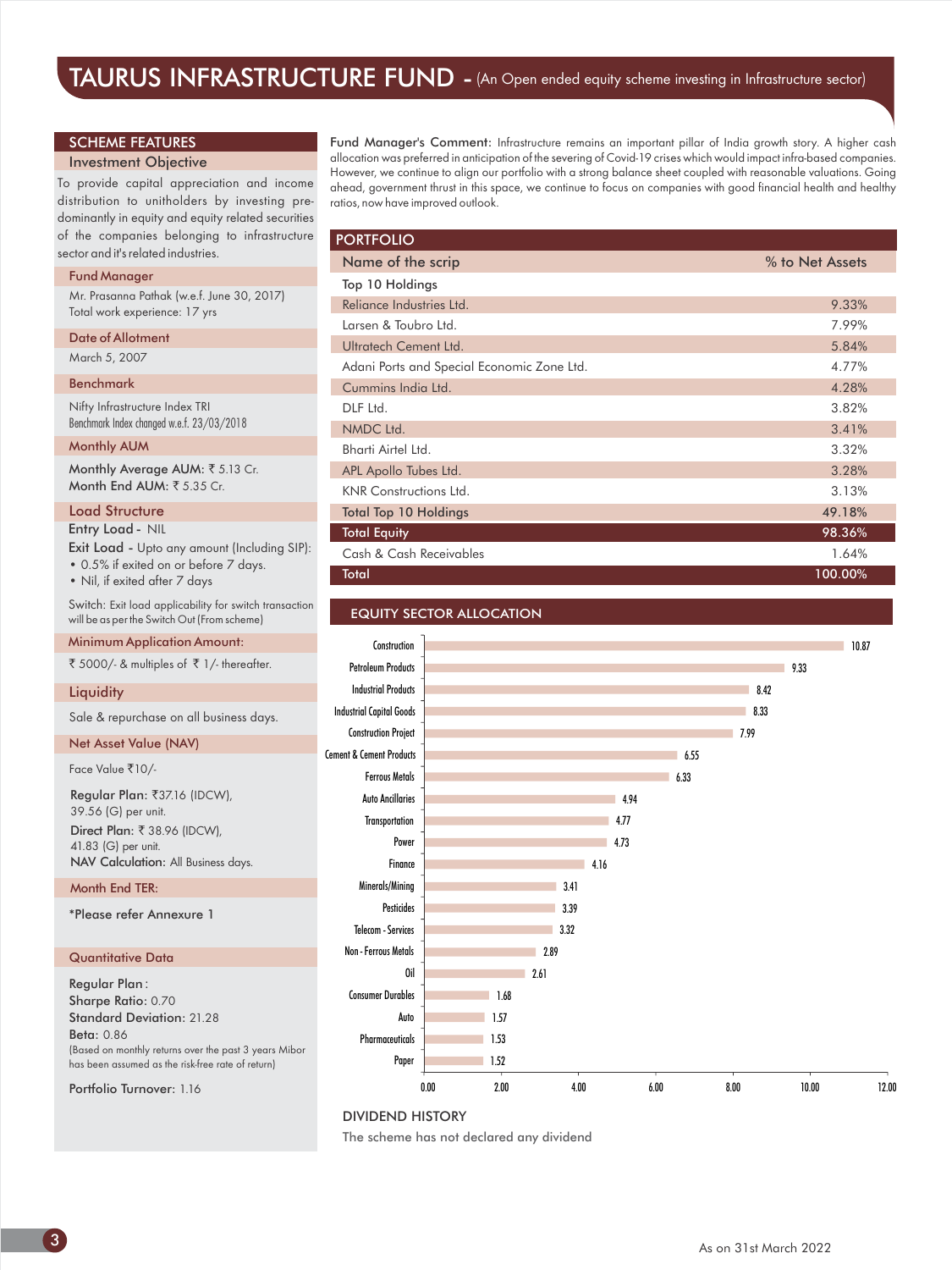# TAURUS INFRASTRUCTURE FUND - (An Open ended equity scheme investing in Infrastructure sector)

## SCHEME FEATURES

### Investment Objective

To provide capital appreciation and income distribution to unitholders by investing predominantly in equity and equity related securities of the companies belonging to infrastructure sector and it's related industries.

### Fund Manager

Mr. Prasanna Pathak (w.e.f. June 30, 2017)
Total work experience: 17 yrs

### Date of Allotment

March 5, 2007

### Benchmark

Nifty Infrastructure Index TRI
Benchmark Index changed w.e.f. 23/03/2018

### Monthly AUM

**Monthly Average AUM:** ₹ 5.13 Cr.
**Month End AUM:** ₹ 5.35 Cr.

### Load Structure

**Entry Load** - NIL
**Exit Load** - Upto any amount (Including SIP):
- 0.5% if exited on or before 7 days.
- Nil, if exited after 7 days

Switch: Exit load applicability for switch transaction will be as per the Switch Out (From scheme)

### Minimum Application Amount:

₹ 5000/- & multiples of ₹ 1/- thereafter.

### Liquidity

Sale & repurchase on all business days.

### Net Asset Value (NAV)

Face Value ₹10/-

**Regular Plan:** ₹37.16 (IDCW), 39.56 (G) per unit.
**Direct Plan:** ₹ 38.96 (IDCW), 41.83 (G) per unit.
**NAV Calculation:** All Business days.

### Month End TER:

*Please refer Annexure 1

### Quantitative Data

**Regular Plan:**
**Sharpe Ratio:** 0.70
**Standard Deviation:** 21.28
**Beta:** 0.86
(Based on monthly returns over the past 3 years Mibor has been assumed as the risk-free rate of return)

**Portfolio Turnover:** 1.16

**Fund Manager's Comment:** Infrastructure remains an important pillar of India growth story. A higher cash allocation was preferred in anticipation of the severing of Covid-19 crises which would impact infra-based companies. However, we continue to align our portfolio with a strong balance sheet coupled with reasonable valuations. Going ahead, government thrust in this space, we continue to focus on companies with good financial health and healthy ratios, now have improved outlook.

## PORTFOLIO

| Name of the scrip | % to Net Assets |
|---|---|
| **Top 10 Holdings** | |
| Reliance Industries Ltd. | 9.33% |
| Larsen & Toubro Ltd. | 7.99% |
| Ultratech Cement Ltd. | 5.84% |
| Adani Ports and Special Economic Zone Ltd. | 4.77% |
| Cummins India Ltd. | 4.28% |
| DLF Ltd. | 3.82% |
| NMDC Ltd. | 3.41% |
| Bharti Airtel Ltd. | 3.32% |
| APL Apollo Tubes Ltd. | 3.28% |
| KNR Constructions Ltd. | 3.13% |
| Total Top 10 Holdings | 49.18% |
| **Total Equity** | **98.36%** |
| Cash & Cash Receivables | 1.64% |
| **Total** | **100.00%** |

## EQUITY SECTOR ALLOCATION

| Sector | % |
|---|---|
| Construction | 10.87 |
| Petroleum Products | 9.33 |
| Industrial Products | 8.42 |
| Industrial Capital Goods | 8.33 |
| Construction Project | 7.99 |
| Cement & Cement Products | 6.55 |
| Ferrous Metals | 6.33 |
| Auto Ancillaries | 4.94 |
| Transportation | 4.77 |
| Power | 4.73 |
| Finance | 4.16 |
| Minerals/Mining | 3.41 |
| Pesticides | 3.39 |
| Telecom - Services | 3.32 |
| Non - Ferrous Metals | 2.89 |
| Oil | 2.61 |
| Consumer Durables | 1.68 |
| Auto | 1.57 |
| Pharmaceuticals | 1.53 |
| Paper | 1.52 |

### DIVIDEND HISTORY

The scheme has not declared any dividend

As on 31st March 2022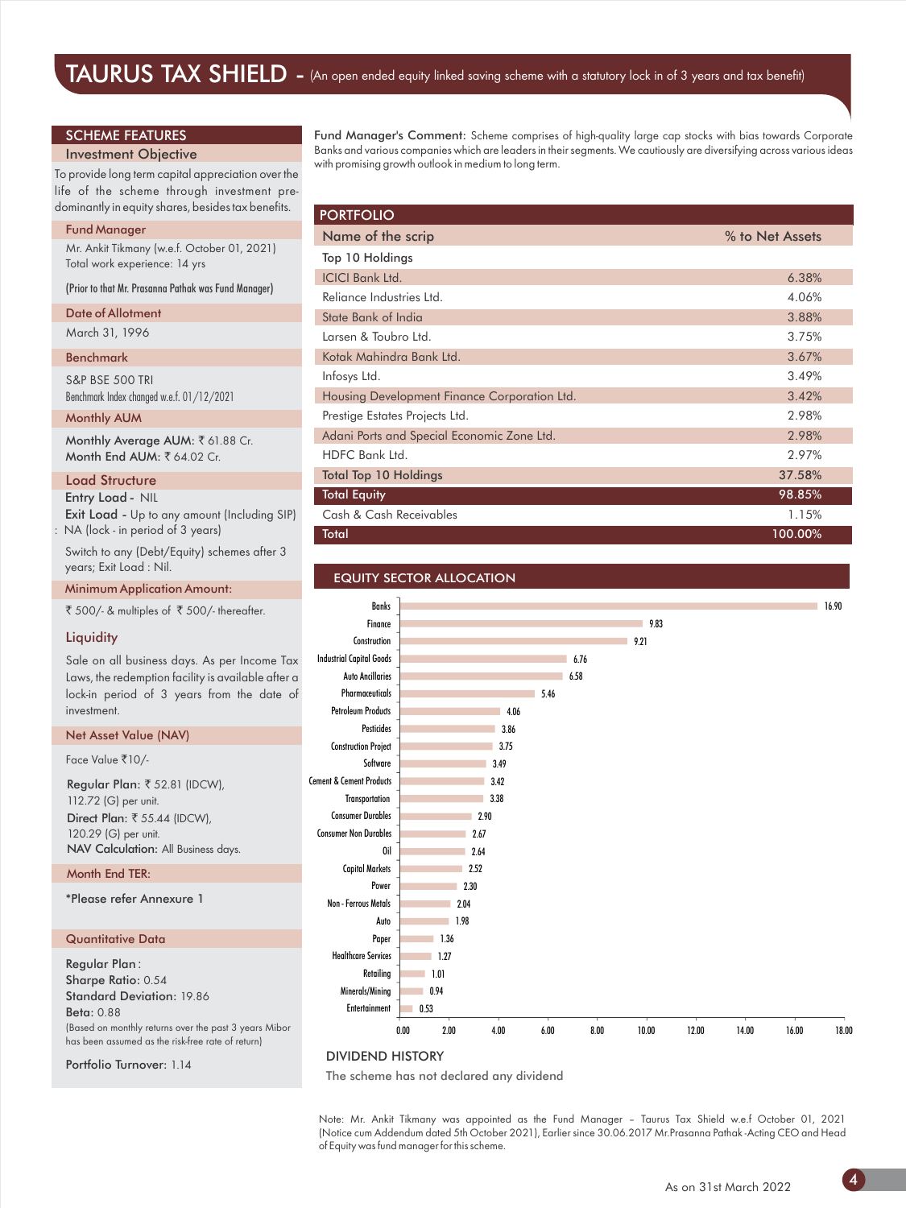# TAURUS TAX SHIELD - (An open ended equity linked saving scheme with a statutory lock in of 3 years and tax benefit)

## SCHEME FEATURES

### Investment Objective

To provide long term capital appreciation over the life of the scheme through investment predominantly in equity shares, besides tax benefits.

### Fund Manager

Mr. Ankit Tikmany (w.e.f. October 01, 2021)
Total work experience: 14 yrs

(Prior to that Mr. Prasanna Pathak was Fund Manager)

### Date of Allotment

March 31, 1996

### Benchmark

S&P BSE 500 TRI
Benchmark Index changed w.e.f. 01/12/2021

### Monthly AUM

**Monthly Average AUM:** ₹ 61.88 Cr.
**Month End AUM:** ₹ 64.02 Cr.

### Load Structure

**Entry Load -** NIL
**Exit Load -** Up to any amount (Including SIP) : NA (lock - in period of 3 years)

Switch to any (Debt/Equity) schemes after 3 years; Exit Load : Nil.

### Minimum Application Amount:

₹ 500/- & multiples of ₹ 500/- thereafter.

### Liquidity

Sale on all business days. As per Income Tax Laws, the redemption facility is available after a lock-in period of 3 years from the date of investment.

### Net Asset Value (NAV)

Face Value ₹10/-

**Regular Plan:** ₹ 52.81 (IDCW), 112.72 (G) per unit.
**Direct Plan:** ₹ 55.44 (IDCW), 120.29 (G) per unit.
**NAV Calculation:** All Business days.

### Month End TER:

*Please refer Annexure 1

### Quantitative Data

**Regular Plan:**
**Sharpe Ratio:** 0.54
**Standard Deviation:** 19.86
**Beta:** 0.88
(Based on monthly returns over the past 3 years Mibor has been assumed as the risk-free rate of return)

**Portfolio Turnover:** 1.14

**Fund Manager's Comment:** Scheme comprises of high-quality large cap stocks with bias towards Corporate Banks and various companies which are leaders in their segments. We cautiously are diversifying across various ideas with promising growth outlook in medium to long term.

## PORTFOLIO

| Name of the scrip | % to Net Assets |
|---|---|
| **Top 10 Holdings** | |
| ICICI Bank Ltd. | 6.38% |
| Reliance Industries Ltd. | 4.06% |
| State Bank of India | 3.88% |
| Larsen & Toubro Ltd. | 3.75% |
| Kotak Mahindra Bank Ltd. | 3.67% |
| Infosys Ltd. | 3.49% |
| Housing Development Finance Corporation Ltd. | 3.42% |
| Prestige Estates Projects Ltd. | 2.98% |
| Adani Ports and Special Economic Zone Ltd. | 2.98% |
| HDFC Bank Ltd. | 2.97% |
| Total Top 10 Holdings | 37.58% |
| **Total Equity** | **98.85%** |
| Cash & Cash Receivables | 1.15% |
| **Total** | **100.00%** |

## EQUITY SECTOR ALLOCATION

| Sector | % |
|---|---|
| Banks | 16.90 |
| Finance | 9.83 |
| Construction | 9.21 |
| Industrial Capital Goods | 6.76 |
| Auto Ancillaries | 6.58 |
| Pharmaceuticals | 5.46 |
| Petroleum Products | 4.06 |
| Pesticides | 3.86 |
| Construction Project | 3.75 |
| Software | 3.49 |
| Cement & Cement Products | 3.42 |
| Transportation | 3.38 |
| Consumer Durables | 2.90 |
| Consumer Non Durables | 2.67 |
| Oil | 2.64 |
| Capital Markets | 2.52 |
| Power | 2.30 |
| Non - Ferrous Metals | 2.04 |
| Auto | 1.98 |
| Paper | 1.36 |
| Healthcare Services | 1.27 |
| Retailing | 1.01 |
| Minerals/Mining | 0.94 |
| Entertainment | 0.53 |

## DIVIDEND HISTORY

The scheme has not declared any dividend

Note: Mr. Ankit Tikmany was appointed as the Fund Manager – Taurus Tax Shield w.e.f October 01, 2021 (Notice cum Addendum dated 5th October 2021), Earlier since 30.06.2017 Mr.Prasanna Pathak -Acting CEO and Head of Equity was fund manager for this scheme.

As on 31st March 2022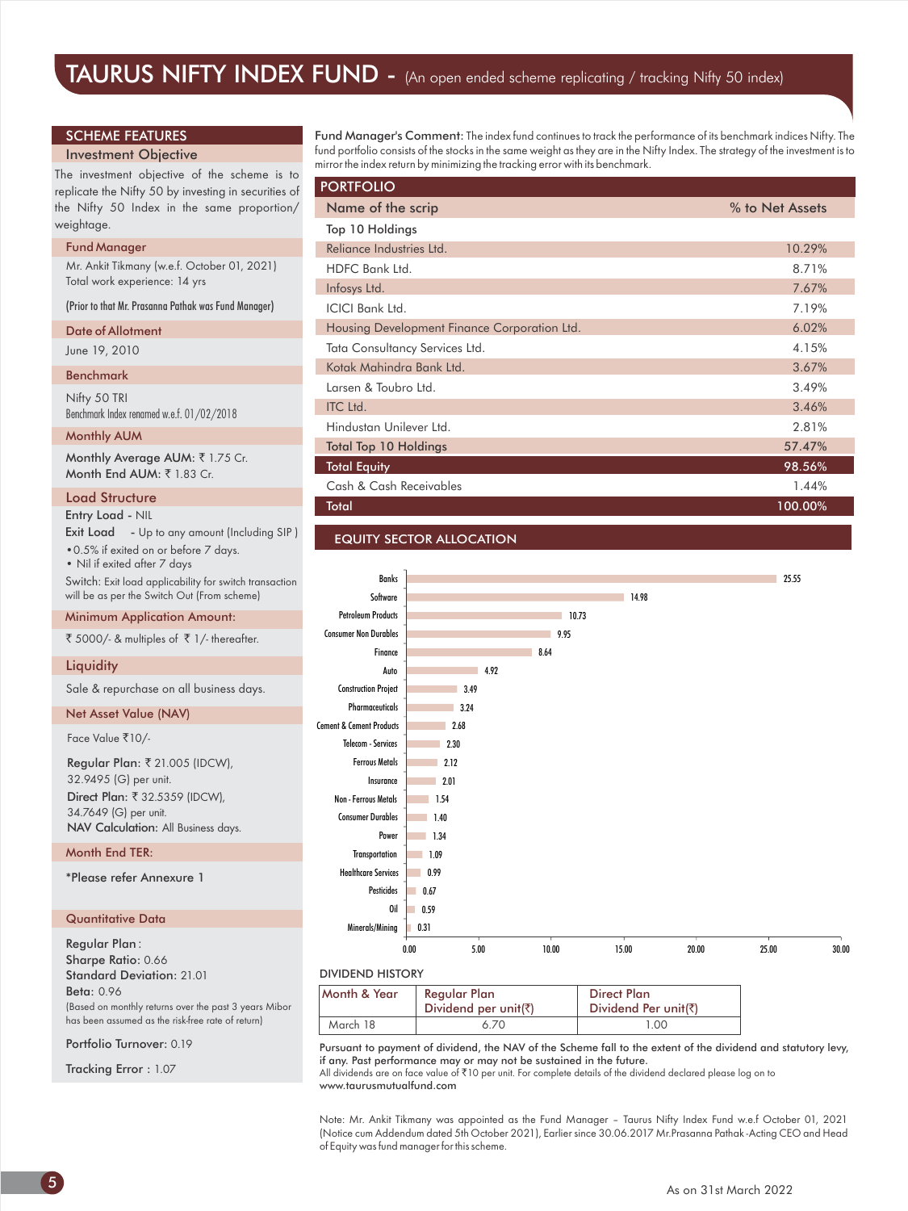# TAURUS NIFTY INDEX FUND - (An open ended scheme replicating / tracking Nifty 50 index)

## SCHEME FEATURES

### Investment Objective

The investment objective of the scheme is to replicate the Nifty 50 by investing in securities of the Nifty 50 Index in the same proportion/ weightage.

### Fund Manager

Mr. Ankit Tikmany (w.e.f. October 01, 2021)
Total work experience: 14 yrs

(Prior to that Mr. Prasanna Pathak was Fund Manager)

### Date of Allotment

June 19, 2010

### Benchmark

Nifty 50 TRI
Benchmark Index renamed w.e.f. 01/02/2018

### Monthly AUM

**Monthly Average AUM:** ₹ 1.75 Cr.
**Month End AUM:** ₹ 1.83 Cr.

### Load Structure

**Entry Load** - NIL

**Exit Load** - Up to any amount (Including SIP )

- 0.5% if exited on or before 7 days.
- Nil if exited after 7 days

Switch: Exit load applicability for switch transaction will be as per the Switch Out (From scheme)

### Minimum Application Amount:

₹ 5000/- & multiples of ₹ 1/- thereafter.

### Liquidity

Sale & repurchase on all business days.

### Net Asset Value (NAV)

Face Value ₹10/-

**Regular Plan:** ₹ 21.005 (IDCW), 32.9495 (G) per unit.
**Direct Plan:** ₹ 32.5359 (IDCW), 34.7649 (G) per unit.
**NAV Calculation:** All Business days.

### Month End TER:

*Please refer Annexure 1

### Quantitative Data

Regular Plan :
**Sharpe Ratio:** 0.66
**Standard Deviation:** 21.01
**Beta:** 0.96
(Based on monthly returns over the past 3 years Mibor has been assumed as the risk-free rate of return)

**Portfolio Turnover:** 0.19

**Tracking Error :** 1.07

**Fund Manager's Comment:** The index fund continues to track the performance of its benchmark indices Nifty. The fund portfolio consists of the stocks in the same weight as they are in the Nifty Index. The strategy of the investment is to mirror the index return by minimizing the tracking error with its benchmark.

## PORTFOLIO

| Name of the scrip | % to Net Assets |
|---|---|
| Top 10 Holdings | |
| Reliance Industries Ltd. | 10.29% |
| HDFC Bank Ltd. | 8.71% |
| Infosys Ltd. | 7.67% |
| ICICI Bank Ltd. | 7.19% |
| Housing Development Finance Corporation Ltd. | 6.02% |
| Tata Consultancy Services Ltd. | 4.15% |
| Kotak Mahindra Bank Ltd. | 3.67% |
| Larsen & Toubro Ltd. | 3.49% |
| ITC Ltd. | 3.46% |
| Hindustan Unilever Ltd. | 2.81% |
| Total Top 10 Holdings | 57.47% |
| Total Equity | 98.56% |
| Cash & Cash Receivables | 1.44% |
| Total | 100.00% |

## EQUITY SECTOR ALLOCATION

| Sector | % |
|---|---|
| Banks | 25.55 |
| Software | 14.98 |
| Petroleum Products | 10.73 |
| Consumer Non Durables | 9.95 |
| Finance | 8.64 |
| Auto | 4.92 |
| Construction Project | 3.49 |
| Pharmaceuticals | 3.24 |
| Cement & Cement Products | 2.68 |
| Telecom - Services | 2.30 |
| Ferrous Metals | 2.12 |
| Insurance | 2.01 |
| Non - Ferrous Metals | 1.54 |
| Consumer Durables | 1.40 |
| Power | 1.34 |
| Transportation | 1.09 |
| Healthcare Services | 0.99 |
| Pesticides | 0.67 |
| Oil | 0.59 |
| Minerals/Mining | 0.31 |

### DIVIDEND HISTORY

| Month & Year | Regular Plan Dividend per unit(₹) | Direct Plan Dividend Per unit(₹) |
|---|---|---|
| March 18 | 6.70 | 1.00 |

Pursuant to payment of dividend, the NAV of the Scheme fall to the extent of the dividend and statutory levy, if any. Past performance may or may not be sustained in the future.
All dividends are on face value of ₹10 per unit. For complete details of the dividend declared please log on to www.taurusmutualfund.com

Note: Mr. Ankit Tikmany was appointed as the Fund Manager – Taurus Nifty Index Fund w.e.f October 01, 2021 (Notice cum Addendum dated 5th October 2021), Earlier since 30.06.2017 Mr.Prasanna Pathak -Acting CEO and Head of Equity was fund manager for this scheme.

As on 31st March 2022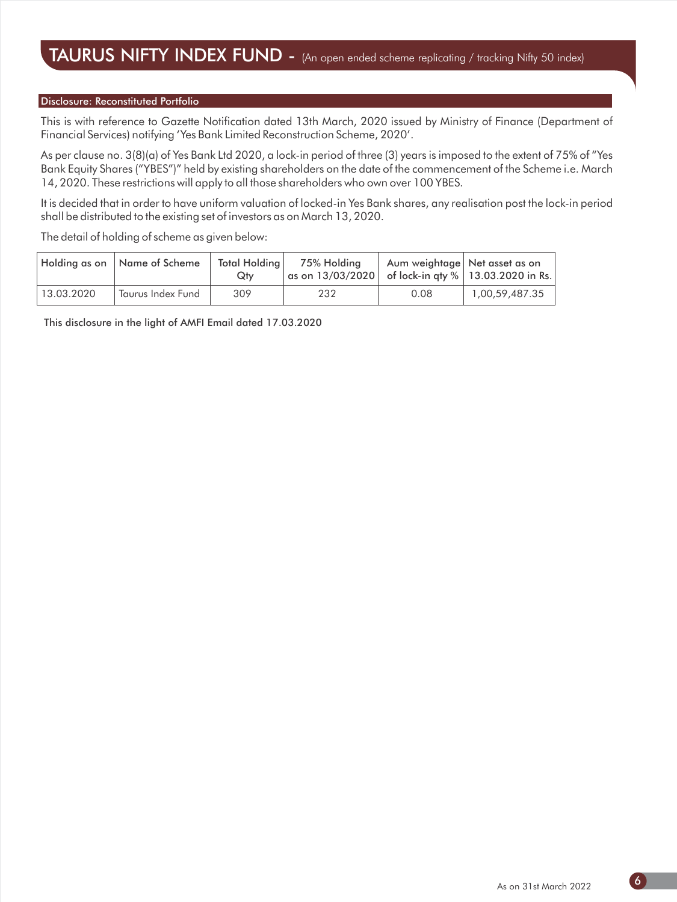# TAURUS NIFTY INDEX FUND - (An open ended scheme replicating / tracking Nifty 50 index)

## Disclosure: Reconstituted Portfolio

This is with reference to Gazette Notification dated 13th March, 2020 issued by Ministry of Finance (Department of Financial Services) notifying 'Yes Bank Limited Reconstruction Scheme, 2020'.

As per clause no. 3(8)(a) of Yes Bank Ltd 2020, a lock-in period of three (3) years is imposed to the extent of 75% of "Yes Bank Equity Shares ("YBES")" held by existing shareholders on the date of the commencement of the Scheme i.e. March 14, 2020. These restrictions will apply to all those shareholders who own over 100 YBES.

It is decided that in order to have uniform valuation of locked-in Yes Bank shares, any realisation post the lock-in period shall be distributed to the existing set of investors as on March 13, 2020.

The detail of holding of scheme as given below:

| Holding as on | Name of Scheme | Total Holding Qty | 75% Holding as on 13/03/2020 | Aum weightage of lock-in qty % | Net asset as on 13.03.2020 in Rs. |
|---|---|---|---|---|---|
| 13.03.2020 | Taurus Index Fund | 309 | 232 | 0.08 | 1,00,59,487.35 |

This disclosure in the light of AMFI Email dated 17.03.2020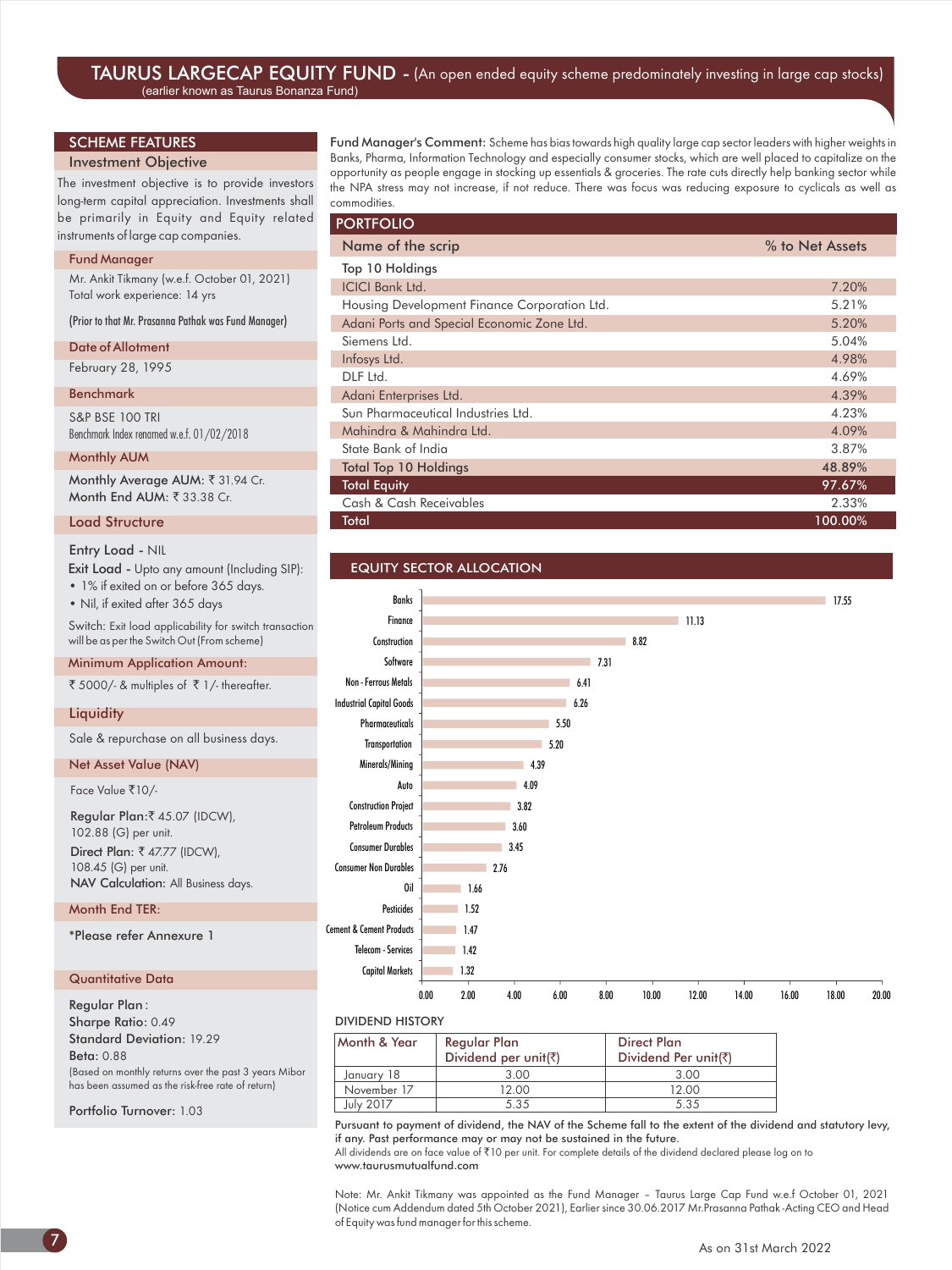# TAURUS LARGECAP EQUITY FUND - (An open ended equity scheme predominately investing in large cap stocks)

(earlier known as Taurus Bonanza Fund)

## SCHEME FEATURES

### Investment Objective

The investment objective is to provide investors long-term capital appreciation. Investments shall be primarily in Equity and Equity related instruments of large cap companies.

### Fund Manager

Mr. Ankit Tikmany (w.e.f. October 01, 2021)
Total work experience: 14 yrs

(Prior to that Mr. Prasanna Pathak was Fund Manager)

### Date of Allotment

February 28, 1995

### Benchmark

S&P BSE 100 TRI
Benchmark Index renamed w.e.f. 01/02/2018

### Monthly AUM

**Monthly Average AUM:** ₹ 31.94 Cr.
**Month End AUM:** ₹ 33.38 Cr.

### Load Structure

**Entry Load** - NIL
**Exit Load** - Upto any amount (Including SIP):
- 1% if exited on or before 365 days.
- Nil, if exited after 365 days

Switch: Exit load applicability for switch transaction will be as per the Switch Out (From scheme)

### Minimum Application Amount:

₹ 5000/- & multiples of ₹ 1/- thereafter.

### Liquidity

Sale & repurchase on all business days.

### Net Asset Value (NAV)

Face Value ₹10/-

**Regular Plan:**₹ 45.07 (IDCW), 102.88 (G) per unit.
**Direct Plan:** ₹ 47.77 (IDCW), 108.45 (G) per unit.
**NAV Calculation:** All Business days.

### Month End TER:

*Please refer Annexure 1

### Quantitative Data

**Regular Plan :**
**Sharpe Ratio:** 0.49
**Standard Deviation:** 19.29
**Beta:** 0.88
(Based on monthly returns over the past 3 years Mibor has been assumed as the risk-free rate of return)

**Portfolio Turnover:** 1.03

**Fund Manager's Comment:** Scheme has bias towards high quality large cap sector leaders with higher weights in Banks, Pharma, Information Technology and especially consumer stocks, which are well placed to capitalize on the opportunity as people engage in stocking up essentials & groceries. The rate cuts directly help banking sector while the NPA stress may not increase, if not reduce. There was focus was reducing exposure to cyclicals as well as commodities.

## PORTFOLIO

| Name of the scrip | % to Net Assets |
|---|---|
| **Top 10 Holdings** | |
| ICICI Bank Ltd. | 7.20% |
| Housing Development Finance Corporation Ltd. | 5.21% |
| Adani Ports and Special Economic Zone Ltd. | 5.20% |
| Siemens Ltd. | 5.04% |
| Infosys Ltd. | 4.98% |
| DLF Ltd. | 4.69% |
| Adani Enterprises Ltd. | 4.39% |
| Sun Pharmaceutical Industries Ltd. | 4.23% |
| Mahindra & Mahindra Ltd. | 4.09% |
| State Bank of India | 3.87% |
| **Total Top 10 Holdings** | **48.89%** |
| **Total Equity** | **97.67%** |
| Cash & Cash Receivables | 2.33% |
| **Total** | **100.00%** |

## EQUITY SECTOR ALLOCATION

| Sector | % |
|---|---|
| Banks | 17.55 |
| Finance | 11.13 |
| Construction | 8.82 |
| Software | 7.31 |
| Non - Ferrous Metals | 6.41 |
| Industrial Capital Goods | 6.26 |
| Pharmaceuticals | 5.50 |
| Transportation | 5.20 |
| Minerals/Mining | 4.39 |
| Auto | 4.09 |
| Construction Project | 3.82 |
| Petroleum Products | 3.60 |
| Consumer Durables | 3.45 |
| Consumer Non Durables | 2.76 |
| Oil | 1.66 |
| Pesticides | 1.52 |
| Cement & Cement Products | 1.47 |
| Telecom - Services | 1.42 |
| Capital Markets | 1.32 |

## DIVIDEND HISTORY

| Month & Year | Regular Plan Dividend per unit(₹) | Direct Plan Dividend Per unit(₹) |
|---|---|---|
| January 18 | 3.00 | 3.00 |
| November 17 | 12.00 | 12.00 |
| July 2017 | 5.35 | 5.35 |

Pursuant to payment of dividend, the NAV of the Scheme fall to the extent of the dividend and statutory levy, if any. Past performance may or may not be sustained in the future.
All dividends are on face value of ₹10 per unit. For complete details of the dividend declared please log on to www.taurusmutualfund.com

Note: Mr. Ankit Tikmany was appointed as the Fund Manager – Taurus Large Cap Fund w.e.f October 01, 2021 (Notice cum Addendum dated 5th October 2021), Earlier since 30.06.2017 Mr.Prasanna Pathak -Acting CEO and Head of Equity was fund manager for this scheme.

As on 31st March 2022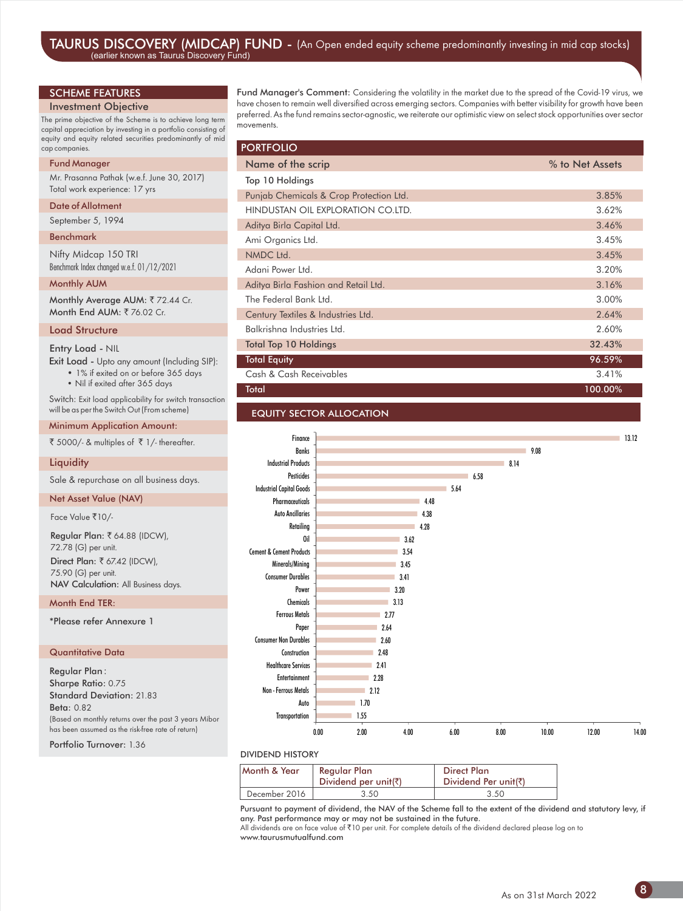# TAURUS DISCOVERY (MIDCAP) FUND - (An Open ended equity scheme predominantly investing in mid cap stocks)

(earlier known as Taurus Discovery Fund)

## SCHEME FEATURES

### Investment Objective

The prime objective of the Scheme is to achieve long term capital appreciation by investing in a portfolio consisting of equity and equity related securities predominantly of mid cap companies.

### Fund Manager

Mr. Prasanna Pathak (w.e.f. June 30, 2017)
Total work experience: 17 yrs

### Date of Allotment

September 5, 1994

### Benchmark

Nifty Midcap 150 TRI
Benchmark Index changed w.e.f. 01/12/2021

### Monthly AUM

**Monthly Average AUM:** ₹ 72.44 Cr.
**Month End AUM:** ₹ 76.02 Cr.

### Load Structure

**Entry Load** - NIL
**Exit Load** - Upto any amount (Including SIP):
- 1% if exited on or before 365 days
- Nil if exited after 365 days

Switch: Exit load applicability for switch transaction will be as per the Switch Out (From scheme)

### Minimum Application Amount:

₹ 5000/- & multiples of ₹ 1/- thereafter.

### Liquidity

Sale & repurchase on all business days.

### Net Asset Value (NAV)

Face Value ₹10/-

**Regular Plan:** ₹ 64.88 (IDCW), 72.78 (G) per unit.
**Direct Plan:** ₹ 67.42 (IDCW), 75.90 (G) per unit.
**NAV Calculation:** All Business days.

### Month End TER:

*Please refer Annexure 1

### Quantitative Data

**Regular Plan:**
**Sharpe Ratio:** 0.75
**Standard Deviation:** 21.83
**Beta:** 0.82
(Based on monthly returns over the past 3 years Mibor has been assumed as the risk-free rate of return)

**Portfolio Turnover:** 1.36

**Fund Manager's Comment:** Considering the volatility in the market due to the spread of the Covid-19 virus, we have chosen to remain well diversified across emerging sectors. Companies with better visibility for growth have been preferred. As the fund remains sector-agnostic, we reiterate our optimistic view on select stock opportunities over sector movements.

## PORTFOLIO

| Name of the scrip | % to Net Assets |
|---|---|
| Top 10 Holdings | |
| Punjab Chemicals & Crop Protection Ltd. | 3.85% |
| HINDUSTAN OIL EXPLORATION CO.LTD. | 3.62% |
| Aditya Birla Capital Ltd. | 3.46% |
| Ami Organics Ltd. | 3.45% |
| NMDC Ltd. | 3.45% |
| Adani Power Ltd. | 3.20% |
| Aditya Birla Fashion and Retail Ltd. | 3.16% |
| The Federal Bank Ltd. | 3.00% |
| Century Textiles & Industries Ltd. | 2.64% |
| Balkrishna Industries Ltd. | 2.60% |
| **Total Top 10 Holdings** | **32.43%** |
| **Total Equity** | **96.59%** |
| Cash & Cash Receivables | 3.41% |
| **Total** | **100.00%** |

## EQUITY SECTOR ALLOCATION

| Sector | % |
|---|---|
| Finance | 13.12 |
| Banks | 9.08 |
| Industrial Products | 8.14 |
| Pesticides | 6.58 |
| Industrial Capital Goods | 5.64 |
| Pharmaceuticals | 4.48 |
| Auto Ancillaries | 4.38 |
| Retailing | 4.28 |
| Oil | 3.62 |
| Cement & Cement Products | 3.54 |
| Minerals/Mining | 3.45 |
| Consumer Durables | 3.41 |
| Power | 3.20 |
| Chemicals | 3.13 |
| Ferrous Metals | 2.77 |
| Paper | 2.64 |
| Consumer Non Durables | 2.60 |
| Construction | 2.48 |
| Healthcare Services | 2.41 |
| Entertainment | 2.28 |
| Non - Ferrous Metals | 2.12 |
| Auto | 1.70 |
| Transportation | 1.55 |

## DIVIDEND HISTORY

| Month & Year | Regular Plan Dividend per unit(₹) | Direct Plan Dividend Per unit(₹) |
|---|---|---|
| December 2016 | 3.50 | 3.50 |

Pursuant to payment of dividend, the NAV of the Scheme fall to the extent of the dividend and statutory levy, if any. Past performance may or may not be sustained in the future.
All dividends are on face value of ₹10 per unit. For complete details of the dividend declared please log on to www.taurusmutualfund.com

As on 31st March 2022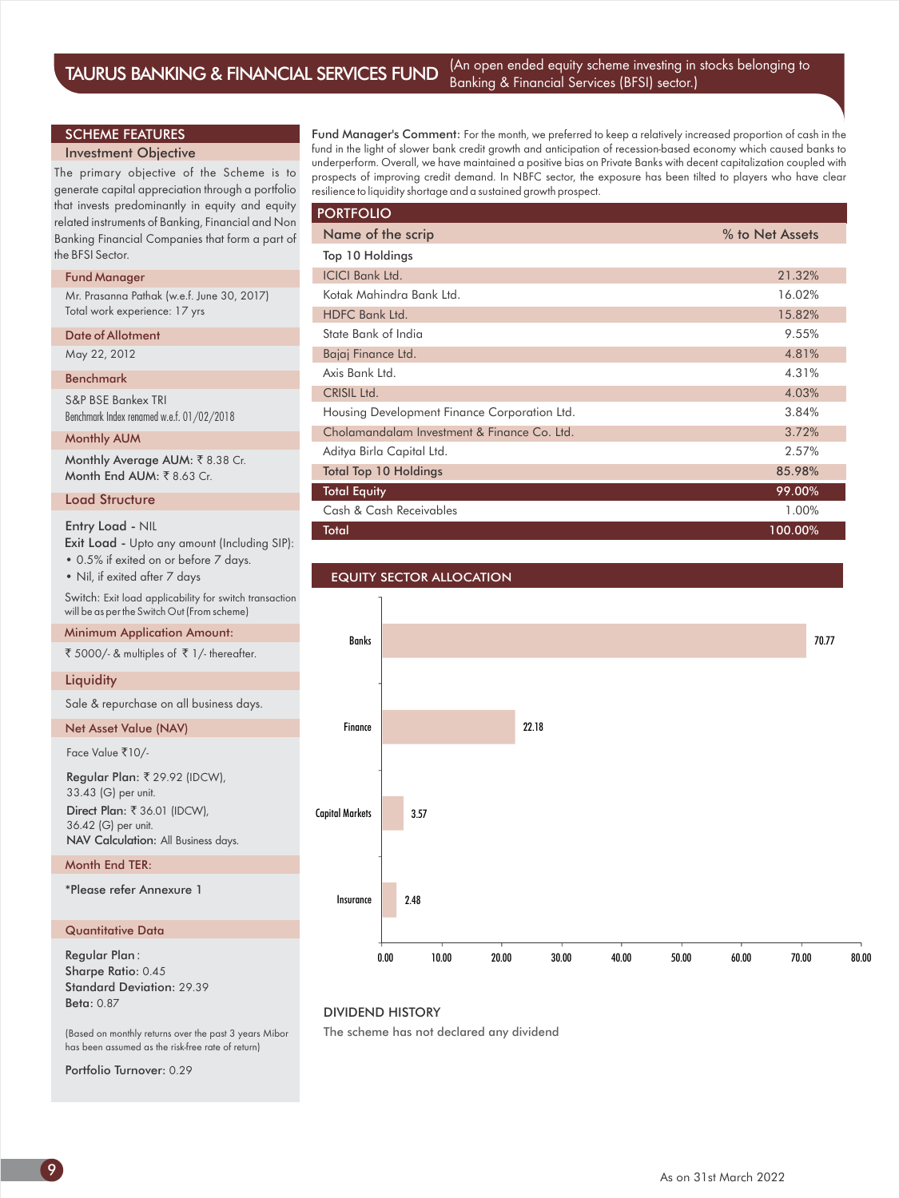# TAURUS BANKING & FINANCIAL SERVICES FUND

(An open ended equity scheme investing in stocks belonging to Banking & Financial Services (BFSI) sector.)

## SCHEME FEATURES

### Investment Objective

The primary objective of the Scheme is to generate capital appreciation through a portfolio that invests predominantly in equity and equity related instruments of Banking, Financial and Non Banking Financial Companies that form a part of the BFSI Sector.

### Fund Manager

Mr. Prasanna Pathak (w.e.f. June 30, 2017)
Total work experience: 17 yrs

### Date of Allotment

May 22, 2012

### Benchmark

S&P BSE Bankex TRI
Benchmark Index renamed w.e.f. 01/02/2018

### Monthly AUM

**Monthly Average AUM:** ₹ 8.38 Cr.
**Month End AUM:** ₹ 8.63 Cr.

### Load Structure

**Entry Load -** NIL
**Exit Load -** Upto any amount (Including SIP):
- 0.5% if exited on or before 7 days.
- Nil, if exited after 7 days

Switch: Exit load applicability for switch transaction will be as per the Switch Out (From scheme)

### Minimum Application Amount:

₹ 5000/- & multiples of ₹ 1/- thereafter.

### Liquidity

Sale & repurchase on all business days.

### Net Asset Value (NAV)

Face Value ₹10/-

**Regular Plan:** ₹ 29.92 (IDCW), 33.43 (G) per unit.
**Direct Plan:** ₹ 36.01 (IDCW), 36.42 (G) per unit.
**NAV Calculation:** All Business days.

### Month End TER:

*Please refer Annexure 1

### Quantitative Data

Regular Plan :
**Sharpe Ratio:** 0.45
**Standard Deviation:** 29.39
**Beta:** 0.87

(Based on monthly returns over the past 3 years Mibor has been assumed as the risk-free rate of return)

**Portfolio Turnover:** 0.29

**Fund Manager's Comment:** For the month, we preferred to keep a relatively increased proportion of cash in the fund in the light of slower bank credit growth and anticipation of recession-based economy which caused banks to underperform. Overall, we have maintained a positive bias on Private Banks with decent capitalization coupled with prospects of improving credit demand. In NBFC sector, the exposure has been tilted to players who have clear resilience to liquidity shortage and a sustained growth prospect.

## PORTFOLIO

| Name of the scrip | % to Net Assets |
|---|---|
| **Top 10 Holdings** | |
| ICICI Bank Ltd. | 21.32% |
| Kotak Mahindra Bank Ltd. | 16.02% |
| HDFC Bank Ltd. | 15.82% |
| State Bank of India | 9.55% |
| Bajaj Finance Ltd. | 4.81% |
| Axis Bank Ltd. | 4.31% |
| CRISIL Ltd. | 4.03% |
| Housing Development Finance Corporation Ltd. | 3.84% |
| Cholamandalam Investment & Finance Co. Ltd. | 3.72% |
| Aditya Birla Capital Ltd. | 2.57% |
| Total Top 10 Holdings | 85.98% |
| **Total Equity** | **99.00%** |
| Cash & Cash Receivables | 1.00% |
| **Total** | **100.00%** |

## EQUITY SECTOR ALLOCATION

| Sector | % |
|---|---|
| Banks | 70.77 |
| Finance | 22.18 |
| Capital Markets | 3.57 |
| Insurance | 2.48 |

## DIVIDEND HISTORY

The scheme has not declared any dividend

As on 31st March 2022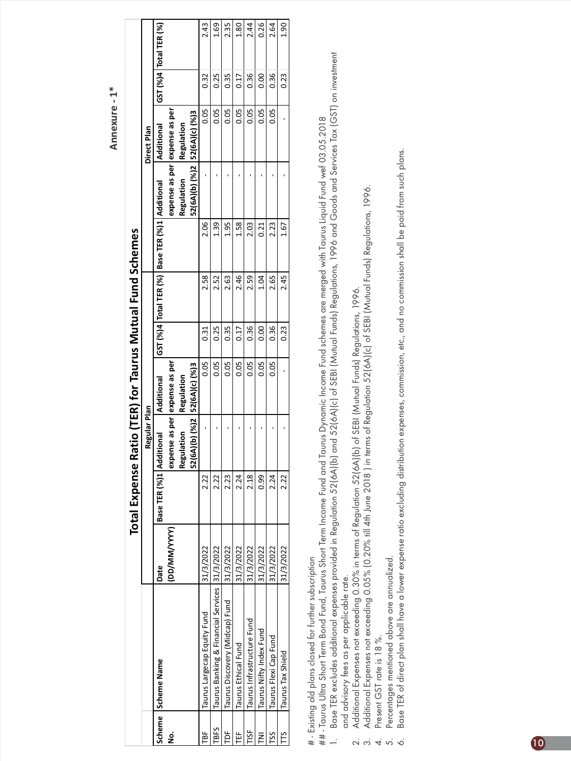Annexure - 1*

# Total Expense Ratio (TER) for Taurus Mutual Fund Schemes

| Scheme No. | Scheme Name | Date (DD/MM/YYYY) | Regular Plan | | | | | Direct Plan | | | | |
|---|---|---|---|---|---|---|---|---|---|---|---|---|
| | | | Base TER (%)1 | Additional expense as per Regulation 52(6A)(b) (%)2 | Additional expense as per Regulation 52(6A)(c) (%)3 | GST (%)4 | Total TER (%) | Base TER (%)1 | Additional expense as per Regulation 52(6A)(b) (%)2 | Additional expense as per Regulation 52(6A)(c) (%)3 | GST (%)4 | Total TER (%) |
| TBF | Taurus Largecap Equity Fund | 31/3/2022 | 2.22 | - | 0.05 | 0.31 | 2.58 | 2.06 | - | 0.05 | 0.32 | 2.43 |
| TBFS | Taurus Banking & Financial Services | 31/3/2022 | 2.22 | - | 0.05 | 0.25 | 2.52 | 1.39 | - | 0.05 | 0.25 | 1.69 |
| TDF | Taurus Discovery (Midcap) Fund | 31/3/2022 | 2.23 | - | 0.05 | 0.35 | 2.63 | 1.95 | - | 0.05 | 0.35 | 2.35 |
| TEF | Taurus Ethical Fund | 31/3/2022 | 2.24 | - | 0.05 | 0.17 | 2.46 | 1.58 | - | 0.05 | 0.17 | 1.80 |
| TISF | Taurus Infrastructure Fund | 31/3/2022 | 2.18 | - | 0.05 | 0.36 | 2.59 | 2.03 | - | 0.05 | 0.36 | 2.44 |
| TNI | Taurus Nifty Index Fund | 31/3/2022 | 0.99 | - | 0.05 | 0.00 | 1.04 | 0.21 | - | 0.05 | 0.00 | 0.26 |
| TSS | Taurus Flexi Cap Fund | 31/3/2022 | 2.24 | - | 0.05 | 0.36 | 2.65 | 2.23 | - | 0.05 | 0.36 | 2.64 |
| TTS | Taurus Tax Shield | 31/3/2022 | 2.22 | - | - | 0.23 | 2.45 | 1.67 | - | - | 0.23 | 1.90 |

# - Existing old plans closed for further subscription

## - Taurus Ultra Short Term Bond Fund, Taurus Short Term Income Fund and Taurus Dynamic Income Fund schemes are merged wih Taurus Liquid Fund wef 03.05.2018

1. Base TER excludes additional expenses provided in Regulation 52(6A)(b) and 52(6A)(c) of SEBI (Mutual Funds) Regulations, 1996 and Goods and Services Tax (GST) on investment and advisory fees as per applicable rate.
2. Additional Expenses not exceeding 0.30% in terms of Regulation 52(6A)(b) of SEBI (Mutual Funds) Regulations, 1996.
3. Additional Expenses not exceeding 0.05% (0.20% till 4th June 2018 ) in terms of Regulation 52(6A)(c) of SEBI (Mutual Funds) Regulations, 1996.
4. Present GST rate is 18 %.
5. Percentages mentioned above are annualized.
6. Base TER of direct plan shall have a lower expense ratio excluding distribution expenses, commission, etc., and no commission shall be paid from such plans.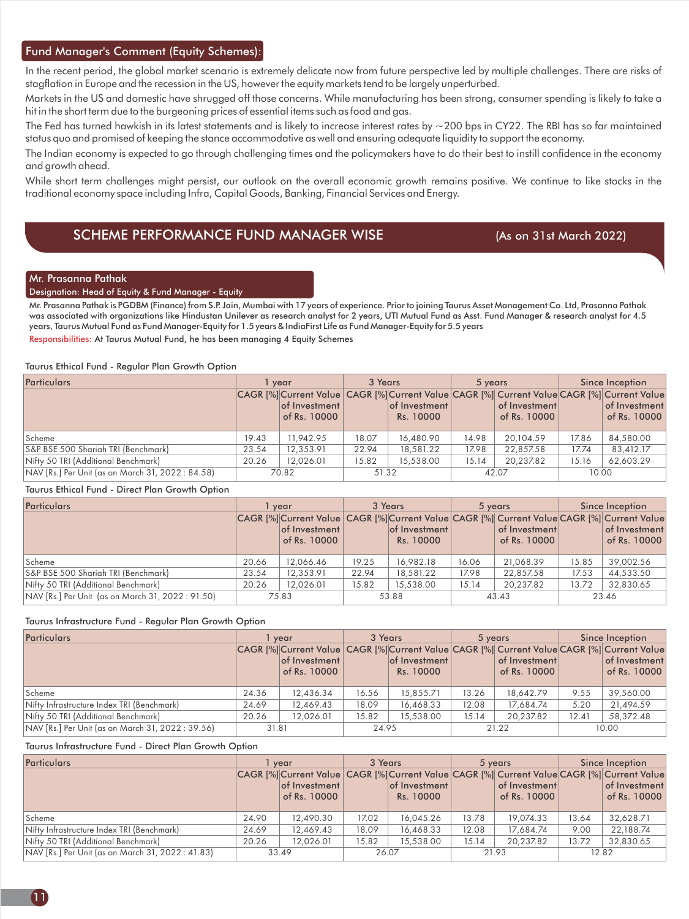## Fund Manager's Comment (Equity Schemes):

In the recent period, the global market scenario is extremely delicate now from future perspective led by multiple challenges. There are risks of stagflation in Europe and the recession in the US, however the equity markets tend to be largely unperturbed.

Markets in the US and domestic have shrugged off those concerns. While manufacturing has been strong, consumer spending is likely to take a hit in the short term due to the burgeoning prices of essential items such as food and gas.

The Fed has turned hawkish in its latest statements and is likely to increase interest rates by ~200 bps in CY22. The RBI has so far maintained status quo and promised of keeping the stance accommodative as well and ensuring adequate liquidity to support the economy.

The Indian economy is expected to go through challenging times and the policymakers have to do their best to instill confidence in the economy and growth ahead.

While short term challenges might persist, our outlook on the overall economic growth remains positive. We continue to like stocks in the traditional economy space including Infra, Capital Goods, Banking, Financial Services and Energy.

## SCHEME PERFORMANCE FUND MANAGER WISE (As on 31st March 2022)

### Mr. Prasanna Pathak

Designation: Head of Equity & Fund Manager - Equity

Mr. Prasanna Pathak is PGDBM (Finance) from S.P. Jain, Mumbai with 17 years of experience. Prior to joining Taurus Asset Management Co. Ltd, Prasanna Pathak was associated with organizations like Hindustan Unilever as research analyst for 2 years, UTI Mutual Fund as Asst. Fund Manager & research analyst for 4.5 years, Taurus Mutual Fund as Fund Manager-Equity for 1.5 years & IndiaFirst Life as Fund Manager-Equity for 5.5 years

Responsibilities: At Taurus Mutual Fund, he has been managing 4 Equity Schemes

Taurus Ethical Fund - Regular Plan Growth Option

| Particulars | 1 year | | 3 Years | | 5 years | | Since Inception | |
|---|---|---|---|---|---|---|---|---|
| | CAGR [%] | Current Value of Investment of Rs. 10000 | CAGR [%] | Current Value of Investment Rs. 10000 | CAGR [%] | Current Value of Investment of Rs. 10000 | CAGR [%] | Current Value of Investment of Rs. 10000 |
| Scheme | 19.43 | 11,942.95 | 18.07 | 16,480.90 | 14.98 | 20,104.59 | 17.86 | 84,580.00 |
| S&P BSE 500 Shariah TRI (Benchmark) | 23.54 | 12,353.91 | 22.94 | 18,581.22 | 17.98 | 22,857.58 | 17.74 | 83,412.17 |
| Nifty 50 TRI (Additional Benchmark) | 20.26 | 12,026.01 | 15.82 | 15,538.00 | 15.14 | 20,237.82 | 15.16 | 62,603.29 |
| NAV [Rs.] Per Unit (as on March 31, 2022 : 84.58) | 70.82 | | 51.32 | | 42.07 | | 10.00 | |

Taurus Ethical Fund - Direct Plan Growth Option

| Particulars | 1 year | | 3 Years | | 5 years | | Since Inception | |
|---|---|---|---|---|---|---|---|---|
| | CAGR [%] | Current Value of Investment of Rs. 10000 | CAGR [%] | Current Value of Investment Rs. 10000 | CAGR [%] | Current Value of Investment of Rs. 10000 | CAGR [%] | Current Value of Investment of Rs. 10000 |
| Scheme | 20.66 | 12,066.46 | 19.25 | 16,982.18 | 16.06 | 21,068.39 | 15.85 | 39,002.56 |
| S&P BSE 500 Shariah TRI (Benchmark) | 23.54 | 12,353.91 | 22.94 | 18,581.22 | 17.98 | 22,857.58 | 17.53 | 44,533.50 |
| Nifty 50 TRI (Additional Benchmark) | 20.26 | 12,026.01 | 15.82 | 15,538.00 | 15.14 | 20,237.82 | 13.72 | 32,830.65 |
| NAV [Rs.] Per Unit (as on March 31, 2022 : 91.50) | 75.83 | | 53.88 | | 43.43 | | 23.46 | |

Taurus Infrastructure Fund - Regular Plan Growth Option

| Particulars | 1 year | | 3 Years | | 5 years | | Since Inception | |
|---|---|---|---|---|---|---|---|---|
| | CAGR [%] | Current Value of Investment of Rs. 10000 | CAGR [%] | Current Value of Investment Rs. 10000 | CAGR [%] | Current Value of Investment of Rs. 10000 | CAGR [%] | Current Value of Investment of Rs. 10000 |
| Scheme | 24.36 | 12,436.34 | 16.56 | 15,855.71 | 13.26 | 18,642.79 | 9.55 | 39,560.00 |
| Nifty Infrastructure Index TRI (Benchmark) | 24.69 | 12,469.43 | 18.09 | 16,468.33 | 12.08 | 17,684.74 | 5.20 | 21,494.59 |
| Nifty 50 TRI (Additional Benchmark) | 20.26 | 12,026.01 | 15.82 | 15,538.00 | 15.14 | 20,237.82 | 12.41 | 58,372.48 |
| NAV [Rs.] Per Unit (as on March 31, 2022 : 39.56) | 31.81 | | 24.95 | | 21.22 | | 10.00 | |

Taurus Infrastructure Fund - Direct Plan Growth Option

| Particulars | 1 year | | 3 Years | | 5 years | | Since Inception | |
|---|---|---|---|---|---|---|---|---|
| | CAGR [%] | Current Value of Investment of Rs. 10000 | CAGR [%] | Current Value of Investment Rs. 10000 | CAGR [%] | Current Value of Investment of Rs. 10000 | CAGR [%] | Current Value of Investment of Rs. 10000 |
| Scheme | 24.90 | 12,490.30 | 17.02 | 16,045.26 | 13.78 | 19,074.33 | 13.64 | 32,628.71 |
| Nifty Infrastructure Index TRI (Benchmark) | 24.69 | 12,469.43 | 18.09 | 16,468.33 | 12.08 | 17,684.74 | 9.00 | 22,188.74 |
| Nifty 50 TRI (Additional Benchmark) | 20.26 | 12,026.01 | 15.82 | 15,538.00 | 15.14 | 20,237.82 | 13.72 | 32,830.65 |
| NAV [Rs.] Per Unit (as on March 31, 2022 : 41.83) | 33.49 | | 26.07 | | 21.93 | | 12.82 | |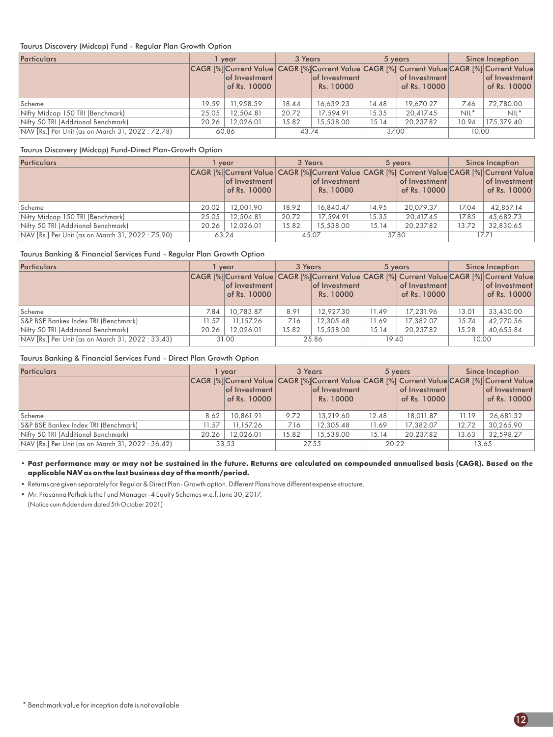Taurus Discovery (Midcap) Fund - Regular Plan Growth Option

| Particulars | 1 year | | 3 Years | | 5 years | | Since Inception | |
|---|---|---|---|---|---|---|---|---|
| | CAGR [%] | Current Value of Investment of Rs. 10000 | CAGR [%] | Current Value of Investment Rs. 10000 | CAGR [%] | Current Value of Investment of Rs. 10000 | CAGR [%] | Current Value of Investment of Rs. 10000 |
| Scheme | 19.59 | 11,958.59 | 18.44 | 16,639.23 | 14.48 | 19,670.27 | 7.46 | 72,780.00 |
| Nifty Midcap 150 TRI (Benchmark) | 25.05 | 12,504.81 | 20.72 | 17,594.91 | 15.35 | 20,417.45 | NIL* | NIL* |
| Nifty 50 TRI (Additional Benchmark) | 20.26 | 12,026.01 | 15.82 | 15,538.00 | 15.14 | 20,237.82 | 10.94 | 175,379.40 |
| NAV [Rs.] Per Unit (as on March 31, 2022 : 72.78) | 60.86 | | 43.74 | | 37.00 | | 10.00 | |

Taurus Discovery (Midcap) Fund-Direct Plan-Growth Option

| Particulars | 1 year | | 3 Years | | 5 years | | Since Inception | |
|---|---|---|---|---|---|---|---|---|
| | CAGR [%] | Current Value of Investment of Rs. 10000 | CAGR [%] | Current Value of Investment Rs. 10000 | CAGR [%] | Current Value of Investment of Rs. 10000 | CAGR [%] | Current Value of Investment of Rs. 10000 |
| Scheme | 20.02 | 12,001.90 | 18.92 | 16,840.47 | 14.95 | 20,079.37 | 17.04 | 42,857.14 |
| Nifty Midcap 150 TRI (Benchmark) | 25.05 | 12,504.81 | 20.72 | 17,594.91 | 15.35 | 20,417.45 | 17.85 | 45,682.73 |
| Nifty 50 TRI (Additional Benchmark) | 20.26 | 12,026.01 | 15.82 | 15,538.00 | 15.14 | 20,237.82 | 13.72 | 32,830.65 |
| NAV [Rs.] Per Unit (as on March 31, 2022 : 75.90) | 63.24 | | 45.07 | | 37.80 | | 17.71 | |

Taurus Banking & Financial Services Fund - Regular Plan Growth Option

| Particulars | 1 year | | 3 Years | | 5 years | | Since Inception | |
|---|---|---|---|---|---|---|---|---|
| | CAGR [%] | Current Value of Investment of Rs. 10000 | CAGR [%] | Current Value of Investment Rs. 10000 | CAGR [%] | Current Value of Investment of Rs. 10000 | CAGR [%] | Current Value of Investment of Rs. 10000 |
| Scheme | 7.84 | 10,783.87 | 8.91 | 12,927.30 | 11.49 | 17,231.96 | 13.01 | 33,430.00 |
| S&P BSE Bankex Index TRI (Benchmark) | 11.57 | 11,157.26 | 7.16 | 12,305.48 | 11.69 | 17,382.07 | 15.74 | 42,270.56 |
| Nifty 50 TRI (Additional Benchmark) | 20.26 | 12,026.01 | 15.82 | 15,538.00 | 15.14 | 20,237.82 | 15.28 | 40,655.84 |
| NAV [Rs.] Per Unit (as on March 31, 2022 : 33.43) | 31.00 | | 25.86 | | 19.40 | | 10.00 | |

Taurus Banking & Financial Services Fund - Direct Plan Growth Option

| Particulars | 1 year | | 3 Years | | 5 years | | Since Inception | |
|---|---|---|---|---|---|---|---|---|
| | CAGR [%] | Current Value of Investment of Rs. 10000 | CAGR [%] | Current Value of Investment Rs. 10000 | CAGR [%] | Current Value of Investment of Rs. 10000 | CAGR [%] | Current Value of Investment of Rs. 10000 |
| Scheme | 8.62 | 10,861.91 | 9.72 | 13,219.60 | 12.48 | 18,011.87 | 11.19 | 26,681.32 |
| S&P BSE Bankex Index TRI (Benchmark) | 11.57 | 11,157.26 | 7.16 | 12,305.48 | 11.69 | 17,382.07 | 12.72 | 30,265.90 |
| Nifty 50 TRI (Additional Benchmark) | 20.26 | 12,026.01 | 15.82 | 15,538.00 | 15.14 | 20,237.82 | 13.63 | 32,598.27 |
| NAV [Rs.] Per Unit (as on March 31, 2022 : 36.42) | 33.53 | | 27.55 | | 20.22 | | 13.65 | |

- **Past performance may or may not be sustained in the future. Returns are calculated on compounded annualised basis (CAGR). Based on the applicable NAV as on the last business day of the month/period.**
- Returns are given separately for Regular & Direct Plan - Growth option. Different Plans have different expense structure.
- Mr. Prasanna Pathak is the Fund Manager - 4 Equity Schemes w.e.f. June 30, 2017.
  (Notice cum Addendum dated 5th October 2021)

\* Benchmark value for inception date is not available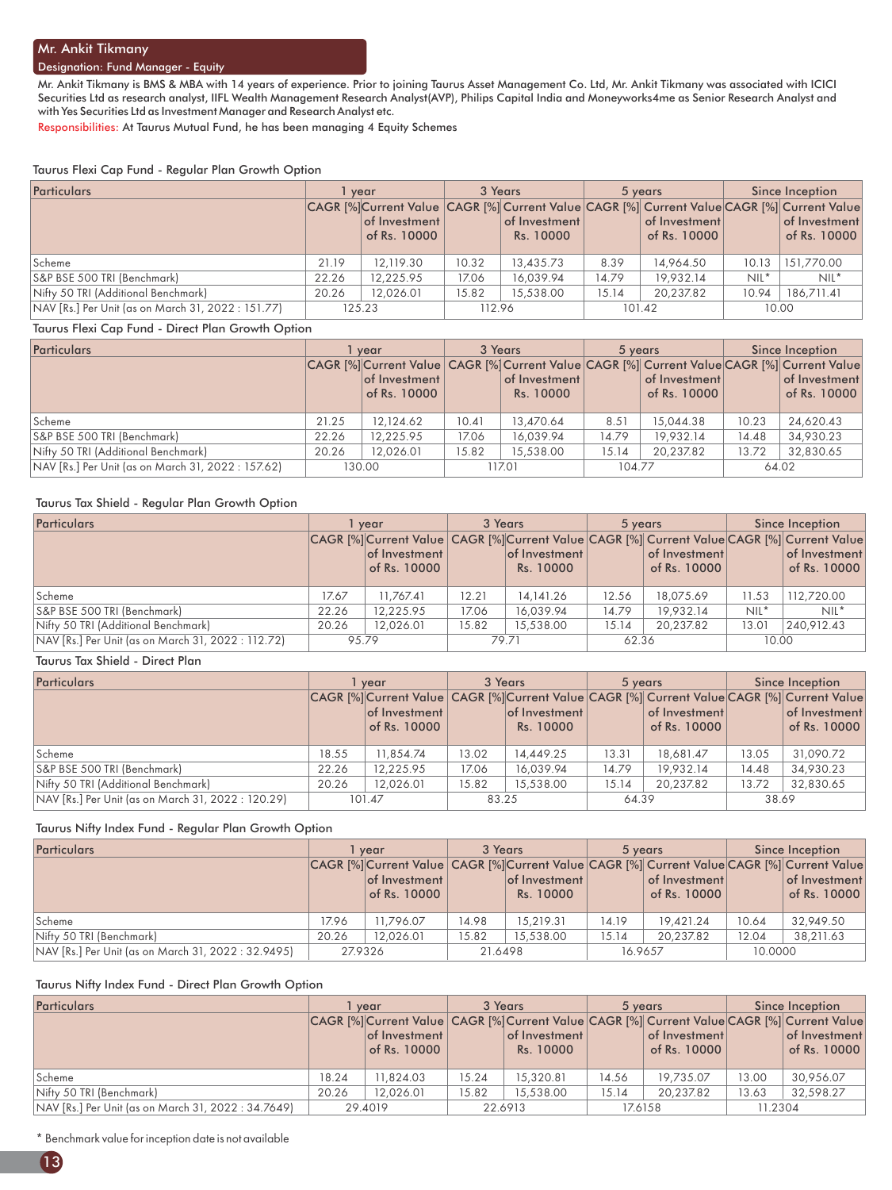## Mr. Ankit Tikmany

Designation: Fund Manager - Equity

Mr. Ankit Tikmany is BMS & MBA with 14 years of experience. Prior to joining Taurus Asset Management Co. Ltd, Mr. Ankit Tikmany was associated with ICICI Securities Ltd as research analyst, IIFL Wealth Management Research Analyst(AVP), Philips Capital India and Moneyworks4me as Senior Research Analyst and with Yes Securities Ltd as Investment Manager and Research Analyst etc.

Responsibilities: At Taurus Mutual Fund, he has been managing 4 Equity Schemes

### Taurus Flexi Cap Fund - Regular Plan Growth Option

| Particulars | 1 year | | 3 Years | | 5 years | | Since Inception | |
|---|---|---|---|---|---|---|---|---|
| | CAGR [%] | Current Value of Investment of Rs. 10000 | CAGR [%] | Current Value of Investment Rs. 10000 | CAGR [%] | Current Value of Investment of Rs. 10000 | CAGR [%] | Current Value of Investment of Rs. 10000 |
| Scheme | 21.19 | 12,119.30 | 10.32 | 13,435.73 | 8.39 | 14,964.50 | 10.13 | 151,770.00 |
| S&P BSE 500 TRI (Benchmark) | 22.26 | 12,225.95 | 17.06 | 16,039.94 | 14.79 | 19,932.14 | NIL* | NIL* |
| Nifty 50 TRI (Additional Benchmark) | 20.26 | 12,026.01 | 15.82 | 15,538.00 | 15.14 | 20,237.82 | 10.94 | 186,711.41 |
| NAV [Rs.] Per Unit (as on March 31, 2022 : 151.77) | 125.23 | | 112.96 | | 101.42 | | 10.00 | |

### Taurus Flexi Cap Fund - Direct Plan Growth Option

| Particulars | 1 year | | 3 Years | | 5 years | | Since Inception | |
|---|---|---|---|---|---|---|---|---|
| | CAGR [%] | Current Value of Investment of Rs. 10000 | CAGR [%] | Current Value of Investment Rs. 10000 | CAGR [%] | Current Value of Investment of Rs. 10000 | CAGR [%] | Current Value of Investment of Rs. 10000 |
| Scheme | 21.25 | 12,124.62 | 10.41 | 13,470.64 | 8.51 | 15,044.38 | 10.23 | 24,620.43 |
| S&P BSE 500 TRI (Benchmark) | 22.26 | 12,225.95 | 17.06 | 16,039.94 | 14.79 | 19,932.14 | 14.48 | 34,930.23 |
| Nifty 50 TRI (Additional Benchmark) | 20.26 | 12,026.01 | 15.82 | 15,538.00 | 15.14 | 20,237.82 | 13.72 | 32,830.65 |
| NAV [Rs.] Per Unit (as on March 31, 2022 : 157.62) | 130.00 | | 117.01 | | 104.77 | | 64.02 | |

### Taurus Tax Shield - Regular Plan Growth Option

| Particulars | 1 year | | 3 Years | | 5 years | | Since Inception | |
|---|---|---|---|---|---|---|---|---|
| | CAGR [%] | Current Value of Investment of Rs. 10000 | CAGR [%] | Current Value of Investment Rs. 10000 | CAGR [%] | Current Value of Investment of Rs. 10000 | CAGR [%] | Current Value of Investment of Rs. 10000 |
| Scheme | 17.67 | 11,767.41 | 12.21 | 14,141.26 | 12.56 | 18,075.69 | 11.53 | 112,720.00 |
| S&P BSE 500 TRI (Benchmark) | 22.26 | 12,225.95 | 17.06 | 16,039.94 | 14.79 | 19,932.14 | NIL* | NIL* |
| Nifty 50 TRI (Additional Benchmark) | 20.26 | 12,026.01 | 15.82 | 15,538.00 | 15.14 | 20,237.82 | 13.01 | 240,912.43 |
| NAV [Rs.] Per Unit (as on March 31, 2022 : 112.72) | 95.79 | | 79.71 | | 62.36 | | 10.00 | |

### Taurus Tax Shield - Direct Plan

| Particulars | 1 year | | 3 Years | | 5 years | | Since Inception | |
|---|---|---|---|---|---|---|---|---|
| | CAGR [%] | Current Value of Investment of Rs. 10000 | CAGR [%] | Current Value of Investment Rs. 10000 | CAGR [%] | Current Value of Investment of Rs. 10000 | CAGR [%] | Current Value of Investment of Rs. 10000 |
| Scheme | 18.55 | 11,854.74 | 13.02 | 14,449.25 | 13.31 | 18,681.47 | 13.05 | 31,090.72 |
| S&P BSE 500 TRI (Benchmark) | 22.26 | 12,225.95 | 17.06 | 16,039.94 | 14.79 | 19,932.14 | 14.48 | 34,930.23 |
| Nifty 50 TRI (Additional Benchmark) | 20.26 | 12,026.01 | 15.82 | 15,538.00 | 15.14 | 20,237.82 | 13.72 | 32,830.65 |
| NAV [Rs.] Per Unit (as on March 31, 2022 : 120.29) | 101.47 | | 83.25 | | 64.39 | | 38.69 | |

### Taurus Nifty Index Fund - Regular Plan Growth Option

| Particulars | 1 year | | 3 Years | | 5 years | | Since Inception | |
|---|---|---|---|---|---|---|---|---|
| | CAGR [%] | Current Value of Investment of Rs. 10000 | CAGR [%] | Current Value of Investment Rs. 10000 | CAGR [%] | Current Value of Investment of Rs. 10000 | CAGR [%] | Current Value of Investment of Rs. 10000 |
| Scheme | 17.96 | 11,796.07 | 14.98 | 15,219.31 | 14.19 | 19,421.24 | 10.64 | 32,949.50 |
| Nifty 50 TRI (Benchmark) | 20.26 | 12,026.01 | 15.82 | 15,538.00 | 15.14 | 20,237.82 | 12.04 | 38,211.63 |
| NAV [Rs.] Per Unit (as on March 31, 2022 : 32.9495) | 27.9326 | | 21.6498 | | 16.9657 | | 10.0000 | |

### Taurus Nifty Index Fund - Direct Plan Growth Option

| Particulars | 1 year | | 3 Years | | 5 years | | Since Inception | |
|---|---|---|---|---|---|---|---|---|
| | CAGR [%] | Current Value of Investment of Rs. 10000 | CAGR [%] | Current Value of Investment Rs. 10000 | CAGR [%] | Current Value of Investment of Rs. 10000 | CAGR [%] | Current Value of Investment of Rs. 10000 |
| Scheme | 18.24 | 11,824.03 | 15.24 | 15,320.81 | 14.56 | 19,735.07 | 13.00 | 30,956.07 |
| Nifty 50 TRI (Benchmark) | 20.26 | 12,026.01 | 15.82 | 15,538.00 | 15.14 | 20,237.82 | 13.63 | 32,598.27 |
| NAV [Rs.] Per Unit (as on March 31, 2022 : 34.7649) | 29.4019 | | 22.6913 | | 17.6158 | | 11.2304 | |

* Benchmark value for inception date is not available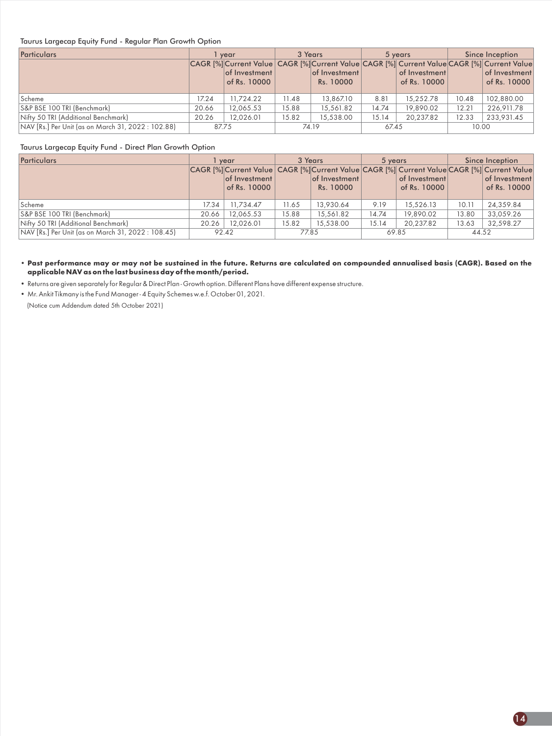Taurus Largecap Equity Fund - Regular Plan Growth Option

| Particulars | 1 year | | 3 Years | | 5 years | | Since Inception | |
|---|---|---|---|---|---|---|---|---|
| | CAGR [%] | Current Value of Investment of Rs. 10000 | CAGR [%] | Current Value of Investment Rs. 10000 | CAGR [%] | Current Value of Investment of Rs. 10000 | CAGR [%] | Current Value of Investment of Rs. 10000 |
| Scheme | 17.24 | 11,724.22 | 11.48 | 13,867.10 | 8.81 | 15,252.78 | 10.48 | 102,880.00 |
| S&P BSE 100 TRI (Benchmark) | 20.66 | 12,065.53 | 15.88 | 15,561.82 | 14.74 | 19,890.02 | 12.21 | 226,911.78 |
| Nifty 50 TRI (Additional Benchmark) | 20.26 | 12,026.01 | 15.82 | 15,538.00 | 15.14 | 20,237.82 | 12.33 | 233,931.45 |
| NAV [Rs.] Per Unit (as on March 31, 2022 : 102.88) | 87.75 | | 74.19 | | 67.45 | | 10.00 | |

Taurus Largecap Equity Fund - Direct Plan Growth Option

| Particulars | 1 year | | 3 Years | | 5 years | | Since Inception | |
|---|---|---|---|---|---|---|---|---|
| | CAGR [%] | Current Value of Investment of Rs. 10000 | CAGR [%] | Current Value of Investment Rs. 10000 | CAGR [%] | Current Value of Investment of Rs. 10000 | CAGR [%] | Current Value of Investment of Rs. 10000 |
| Scheme | 17.34 | 11,734.47 | 11.65 | 13,930.64 | 9.19 | 15,526.13 | 10.11 | 24,359.84 |
| S&P BSE 100 TRI (Benchmark) | 20.66 | 12,065.53 | 15.88 | 15,561.82 | 14.74 | 19,890.02 | 13.80 | 33,059.26 |
| Nifty 50 TRI (Additional Benchmark) | 20.26 | 12,026.01 | 15.82 | 15,538.00 | 15.14 | 20,237.82 | 13.63 | 32,598.27 |
| NAV [Rs.] Per Unit (as on March 31, 2022 : 108.45) | 92.42 | | 77.85 | | 69.85 | | 44.52 | |

- **Past performance may or may not be sustained in the future. Returns are calculated on compounded annualised basis (CAGR). Based on the applicable NAV as on the last business day of the month/period.**
- Returns are given separately for Regular & Direct Plan - Growth option. Different Plans have different expense structure.
- Mr. Ankit Tikmany is the Fund Manager - 4 Equity Schemes w.e.f. October 01, 2021.

(Notice cum Addendum dated 5th October 2021)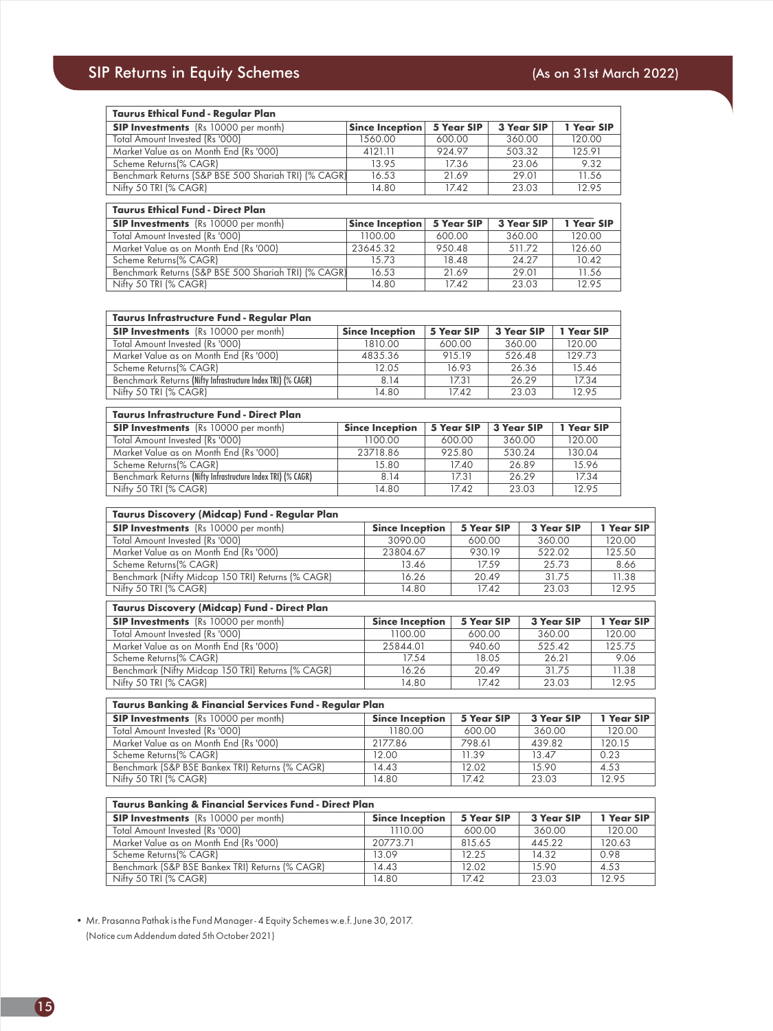## SIP Returns in Equity Schemes

(As on 31st March 2022)

| Taurus Ethical Fund - Regular Plan | | | | |
|---|---|---|---|---|
| **SIP Investments** (Rs 10000 per month) | **Since Inception** | **5 Year SIP** | **3 Year SIP** | **1 Year SIP** |
| Total Amount Invested (Rs '000) | 1560.00 | 600.00 | 360.00 | 120.00 |
| Market Value as on Month End (Rs '000) | 4121.11 | 924.97 | 503.32 | 125.91 |
| Scheme Returns(% CAGR) | 13.95 | 17.36 | 23.06 | 9.32 |
| Benchmark Returns (S&P BSE 500 Shariah TRI) (% CAGR) | 16.53 | 21.69 | 29.01 | 11.56 |
| Nifty 50 TRI (% CAGR) | 14.80 | 17.42 | 23.03 | 12.95 |

| Taurus Ethical Fund - Direct Plan | | | | |
|---|---|---|---|---|
| **SIP Investments** (Rs 10000 per month) | **Since Inception** | **5 Year SIP** | **3 Year SIP** | **1 Year SIP** |
| Total Amount Invested (Rs '000) | 1100.00 | 600.00 | 360.00 | 120.00 |
| Market Value as on Month End (Rs '000) | 23645.32 | 950.48 | 511.72 | 126.60 |
| Scheme Returns(% CAGR) | 15.73 | 18.48 | 24.27 | 10.42 |
| Benchmark Returns (S&P BSE 500 Shariah TRI) (% CAGR) | 16.53 | 21.69 | 29.01 | 11.56 |
| Nifty 50 TRI (% CAGR) | 14.80 | 17.42 | 23.03 | 12.95 |

| Taurus Infrastructure Fund - Regular Plan | | | | |
|---|---|---|---|---|
| **SIP Investments** (Rs 10000 per month) | **Since Inception** | **5 Year SIP** | **3 Year SIP** | **1 Year SIP** |
| Total Amount Invested (Rs '000) | 1810.00 | 600.00 | 360.00 | 120.00 |
| Market Value as on Month End (Rs '000) | 4835.36 | 915.19 | 526.48 | 129.73 |
| Scheme Returns(% CAGR) | 12.05 | 16.93 | 26.36 | 15.46 |
| Benchmark Returns (Nifty Infrastructure Index TRI) (% CAGR) | 8.14 | 17.31 | 26.29 | 17.34 |
| Nifty 50 TRI (% CAGR) | 14.80 | 17.42 | 23.03 | 12.95 |

| Taurus Infrastructure Fund - Direct Plan | | | | |
|---|---|---|---|---|
| **SIP Investments** (Rs 10000 per month) | **Since Inception** | **5 Year SIP** | **3 Year SIP** | **1 Year SIP** |
| Total Amount Invested (Rs '000) | 1100.00 | 600.00 | 360.00 | 120.00 |
| Market Value as on Month End (Rs '000) | 23718.86 | 925.80 | 530.24 | 130.04 |
| Scheme Returns(% CAGR) | 15.80 | 17.40 | 26.89 | 15.96 |
| Benchmark Returns (Nifty Infrastructure Index TRI) (% CAGR) | 8.14 | 17.31 | 26.29 | 17.34 |
| Nifty 50 TRI (% CAGR) | 14.80 | 17.42 | 23.03 | 12.95 |

| Taurus Discovery (Midcap) Fund - Regular Plan | | | | |
|---|---|---|---|---|
| **SIP Investments** (Rs 10000 per month) | **Since Inception** | **5 Year SIP** | **3 Year SIP** | **1 Year SIP** |
| Total Amount Invested (Rs '000) | 3090.00 | 600.00 | 360.00 | 120.00 |
| Market Value as on Month End (Rs '000) | 23804.67 | 930.19 | 522.02 | 125.50 |
| Scheme Returns(% CAGR) | 13.46 | 17.59 | 25.73 | 8.66 |
| Benchmark (Nifty Midcap 150 TRI) Returns (% CAGR) | 16.26 | 20.49 | 31.75 | 11.38 |
| Nifty 50 TRI (% CAGR) | 14.80 | 17.42 | 23.03 | 12.95 |

| Taurus Discovery (Midcap) Fund - Direct Plan | | | | |
|---|---|---|---|---|
| **SIP Investments** (Rs 10000 per month) | **Since Inception** | **5 Year SIP** | **3 Year SIP** | **1 Year SIP** |
| Total Amount Invested (Rs '000) | 1100.00 | 600.00 | 360.00 | 120.00 |
| Market Value as on Month End (Rs '000) | 25844.01 | 940.60 | 525.42 | 125.75 |
| Scheme Returns(% CAGR) | 17.54 | 18.05 | 26.21 | 9.06 |
| Benchmark (Nifty Midcap 150 TRI) Returns (% CAGR) | 16.26 | 20.49 | 31.75 | 11.38 |
| Nifty 50 TRI (% CAGR) | 14.80 | 17.42 | 23.03 | 12.95 |

| Taurus Banking & Financial Services Fund - Regular Plan | | | | |
|---|---|---|---|---|
| **SIP Investments** (Rs 10000 per month) | **Since Inception** | **5 Year SIP** | **3 Year SIP** | **1 Year SIP** |
| Total Amount Invested (Rs '000) | 1180.00 | 600.00 | 360.00 | 120.00 |
| Market Value as on Month End (Rs '000) | 2177.86 | 798.61 | 439.82 | 120.15 |
| Scheme Returns(% CAGR) | 12.00 | 11.39 | 13.47 | 0.23 |
| Benchmark (S&P BSE Bankex TRI) Returns (% CAGR) | 14.43 | 12.02 | 15.90 | 4.53 |
| Nifty 50 TRI (% CAGR) | 14.80 | 17.42 | 23.03 | 12.95 |

| Taurus Banking & Financial Services Fund - Direct Plan | | | | |
|---|---|---|---|---|
| **SIP Investments** (Rs 10000 per month) | **Since Inception** | **5 Year SIP** | **3 Year SIP** | **1 Year SIP** |
| Total Amount Invested (Rs '000) | 1110.00 | 600.00 | 360.00 | 120.00 |
| Market Value as on Month End (Rs '000) | 20773.71 | 815.65 | 445.22 | 120.63 |
| Scheme Returns(% CAGR) | 13.09 | 12.25 | 14.32 | 0.98 |
| Benchmark (S&P BSE Bankex TRI) Returns (% CAGR) | 14.43 | 12.02 | 15.90 | 4.53 |
| Nifty 50 TRI (% CAGR) | 14.80 | 17.42 | 23.03 | 12.95 |

- Mr. Prasanna Pathak is the Fund Manager - 4 Equity Schemes w.e.f. June 30, 2017.
  (Notice cum Addendum dated 5th October 2021)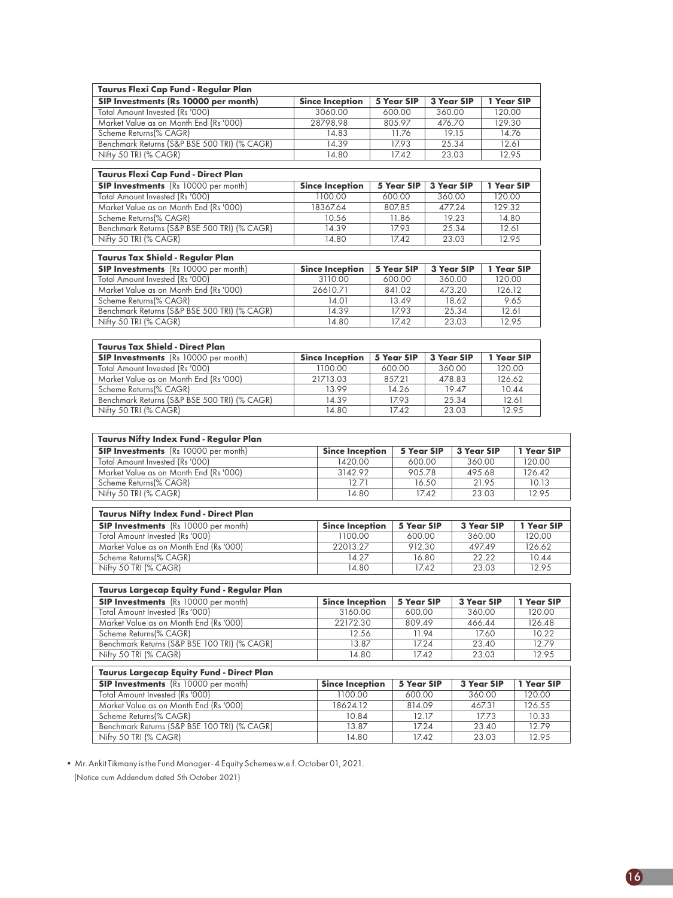| Taurus Flexi Cap Fund - Regular Plan | | | | |
|---|---|---|---|---|
| **SIP Investments (Rs 10000 per month)** | **Since Inception** | **5 Year SIP** | **3 Year SIP** | **1 Year SIP** |
| Total Amount Invested (Rs '000) | 3060.00 | 600.00 | 360.00 | 120.00 |
| Market Value as on Month End (Rs '000) | 28798.98 | 805.97 | 476.70 | 129.30 |
| Scheme Returns(% CAGR) | 14.83 | 11.76 | 19.15 | 14.76 |
| Benchmark Returns (S&P BSE 500 TRI) (% CAGR) | 14.39 | 17.93 | 25.34 | 12.61 |
| Nifty 50 TRI (% CAGR) | 14.80 | 17.42 | 23.03 | 12.95 |

| Taurus Flexi Cap Fund - Direct Plan | | | | |
|---|---|---|---|---|
| **SIP Investments** (Rs 10000 per month) | **Since Inception** | **5 Year SIP** | **3 Year SIP** | **1 Year SIP** |
| Total Amount Invested (Rs '000) | 1100.00 | 600.00 | 360.00 | 120.00 |
| Market Value as on Month End (Rs '000) | 18367.64 | 807.85 | 477.24 | 129.32 |
| Scheme Returns(% CAGR) | 10.56 | 11.86 | 19.23 | 14.80 |
| Benchmark Returns (S&P BSE 500 TRI) (% CAGR) | 14.39 | 17.93 | 25.34 | 12.61 |
| Nifty 50 TRI (% CAGR) | 14.80 | 17.42 | 23.03 | 12.95 |

| Taurus Tax Shield - Regular Plan | | | | |
|---|---|---|---|---|
| **SIP Investments** (Rs 10000 per month) | **Since Inception** | **5 Year SIP** | **3 Year SIP** | **1 Year SIP** |
| Total Amount Invested (Rs '000) | 3110.00 | 600.00 | 360.00 | 120.00 |
| Market Value as on Month End (Rs '000) | 26610.71 | 841.02 | 473.20 | 126.12 |
| Scheme Returns(% CAGR) | 14.01 | 13.49 | 18.62 | 9.65 |
| Benchmark Returns (S&P BSE 500 TRI) (% CAGR) | 14.39 | 17.93 | 25.34 | 12.61 |
| Nifty 50 TRI (% CAGR) | 14.80 | 17.42 | 23.03 | 12.95 |

| Taurus Tax Shield - Direct Plan | | | | |
|---|---|---|---|---|
| **SIP Investments** (Rs 10000 per month) | **Since Inception** | **5 Year SIP** | **3 Year SIP** | **1 Year SIP** |
| Total Amount Invested (Rs '000) | 1100.00 | 600.00 | 360.00 | 120.00 |
| Market Value as on Month End (Rs '000) | 21713.03 | 857.21 | 478.83 | 126.62 |
| Scheme Returns(% CAGR) | 13.99 | 14.26 | 19.47 | 10.44 |
| Benchmark Returns (S&P BSE 500 TRI) (% CAGR) | 14.39 | 17.93 | 25.34 | 12.61 |
| Nifty 50 TRI (% CAGR) | 14.80 | 17.42 | 23.03 | 12.95 |

| Taurus Nifty Index Fund - Regular Plan | | | | |
|---|---|---|---|---|
| **SIP Investments** (Rs 10000 per month) | **Since Inception** | **5 Year SIP** | **3 Year SIP** | **1 Year SIP** |
| Total Amount Invested (Rs '000) | 1420.00 | 600.00 | 360.00 | 120.00 |
| Market Value as on Month End (Rs '000) | 3142.92 | 905.78 | 495.68 | 126.42 |
| Scheme Returns(% CAGR) | 12.71 | 16.50 | 21.95 | 10.13 |
| Nifty 50 TRI (% CAGR) | 14.80 | 17.42 | 23.03 | 12.95 |

| Taurus Nifty Index Fund - Direct Plan | | | | |
|---|---|---|---|---|
| **SIP Investments** (Rs 10000 per month) | **Since Inception** | **5 Year SIP** | **3 Year SIP** | **1 Year SIP** |
| Total Amount Invested (Rs '000) | 1100.00 | 600.00 | 360.00 | 120.00 |
| Market Value as on Month End (Rs '000) | 22013.27 | 912.30 | 497.49 | 126.62 |
| Scheme Returns(% CAGR) | 14.27 | 16.80 | 22.22 | 10.44 |
| Nifty 50 TRI (% CAGR) | 14.80 | 17.42 | 23.03 | 12.95 |

| Taurus Largecap Equity Fund - Regular Plan | | | | |
|---|---|---|---|---|
| **SIP Investments** (Rs 10000 per month) | **Since Inception** | **5 Year SIP** | **3 Year SIP** | **1 Year SIP** |
| Total Amount Invested (Rs '000) | 3160.00 | 600.00 | 360.00 | 120.00 |
| Market Value as on Month End (Rs '000) | 22172.30 | 809.49 | 466.44 | 126.48 |
| Scheme Returns(% CAGR) | 12.56 | 11.94 | 17.60 | 10.22 |
| Benchmark Returns (S&P BSE 100 TRI) (% CAGR) | 13.87 | 17.24 | 23.40 | 12.79 |
| Nifty 50 TRI (% CAGR) | 14.80 | 17.42 | 23.03 | 12.95 |

| Taurus Largecap Equity Fund - Direct Plan | | | | |
|---|---|---|---|---|
| **SIP Investments** (Rs 10000 per month) | **Since Inception** | **5 Year SIP** | **3 Year SIP** | **1 Year SIP** |
| Total Amount Invested (Rs '000) | 1100.00 | 600.00 | 360.00 | 120.00 |
| Market Value as on Month End (Rs '000) | 18624.12 | 814.09 | 467.31 | 126.55 |
| Scheme Returns(% CAGR) | 10.84 | 12.17 | 17.73 | 10.33 |
| Benchmark Returns (S&P BSE 100 TRI) (% CAGR) | 13.87 | 17.24 | 23.40 | 12.79 |
| Nifty 50 TRI (% CAGR) | 14.80 | 17.42 | 23.03 | 12.95 |

- Mr. Ankit Tikmany is the Fund Manager - 4 Equity Schemes w.e.f. October 01, 2021.

  (Notice cum Addendum dated 5th October 2021)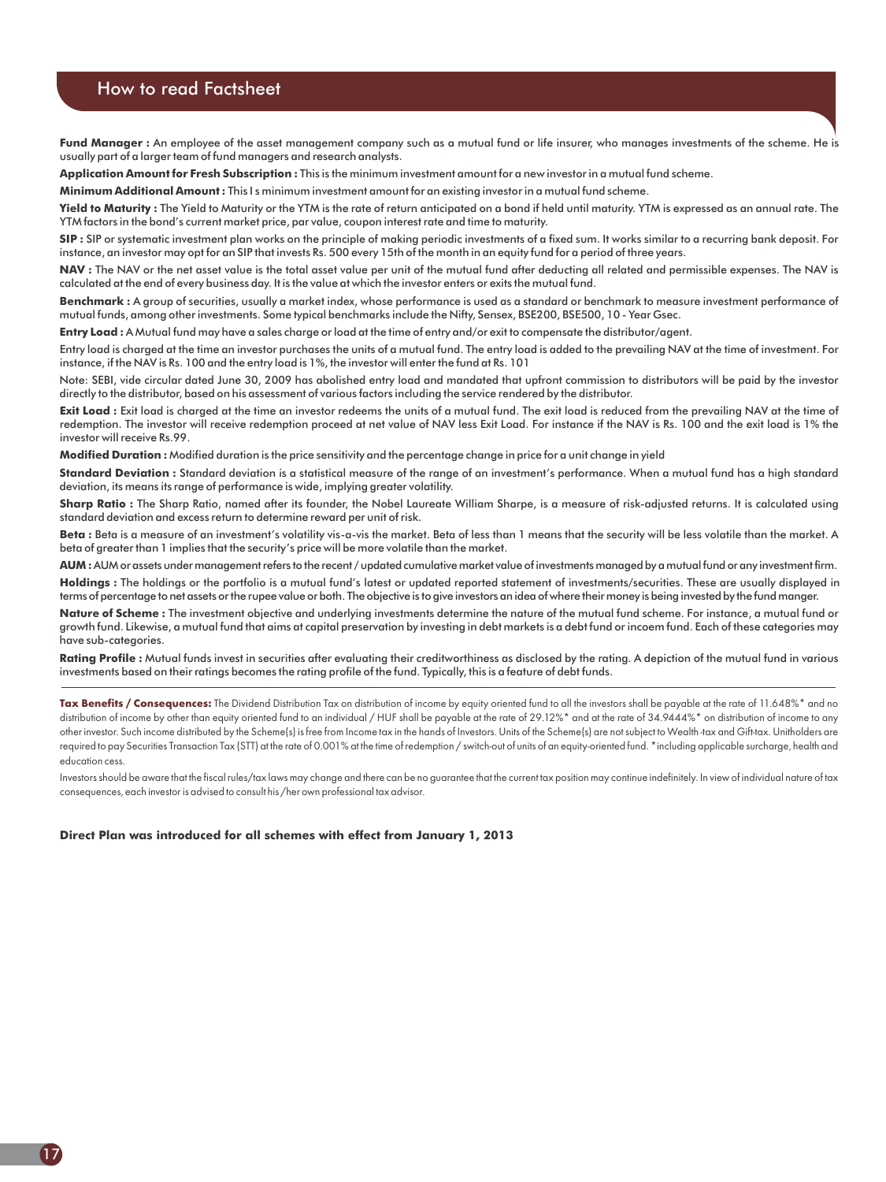# How to read Factsheet

**Fund Manager :** An employee of the asset management company such as a mutual fund or life insurer, who manages investments of the scheme. He is usually part of a larger team of fund managers and research analysts.

**Application Amount for Fresh Subscription :** This is the minimum investment amount for a new investor in a mutual fund scheme.

**Minimum Additional Amount :** This I s minimum investment amount for an existing investor in a mutual fund scheme.

**Yield to Maturity :** The Yield to Maturity or the YTM is the rate of return anticipated on a bond if held until maturity. YTM is expressed as an annual rate. The YTM factors in the bond's current market price, par value, coupon interest rate and time to maturity.

**SIP :** SIP or systematic investment plan works on the principle of making periodic investments of a fixed sum. It works similar to a recurring bank deposit. For instance, an investor may opt for an SIP that invests Rs. 500 every 15th of the month in an equity fund for a period of three years.

**NAV :** The NAV or the net asset value is the total asset value per unit of the mutual fund after deducting all related and permissible expenses. The NAV is calculated at the end of every business day. It is the value at which the investor enters or exits the mutual fund.

**Benchmark :** A group of securities, usually a market index, whose performance is used as a standard or benchmark to measure investment performance of mutual funds, among other investments. Some typical benchmarks include the Nifty, Sensex, BSE200, BSE500, 10 - Year Gsec.

**Entry Load :** A Mutual fund may have a sales charge or load at the time of entry and/or exit to compensate the distributor/agent.

Entry load is charged at the time an investor purchases the units of a mutual fund. The entry load is added to the prevailing NAV at the time of investment. For instance, if the NAV is Rs. 100 and the entry load is 1%, the investor will enter the fund at Rs. 101

Note: SEBI, vide circular dated June 30, 2009 has abolished entry load and mandated that upfront commission to distributors will be paid by the investor directly to the distributor, based on his assessment of various factors including the service rendered by the distributor.

**Exit Load :** Exit load is charged at the time an investor redeems the units of a mutual fund. The exit load is reduced from the prevailing NAV at the time of redemption. The investor will receive redemption proceed at net value of NAV less Exit Load. For instance if the NAV is Rs. 100 and the exit load is 1% the investor will receive Rs.99.

**Modified Duration :** Modified duration is the price sensitivity and the percentage change in price for a unit change in yield

**Standard Deviation :** Standard deviation is a statistical measure of the range of an investment's performance. When a mutual fund has a high standard deviation, its means its range of performance is wide, implying greater volatility.

**Sharp Ratio :** The Sharp Ratio, named after its founder, the Nobel Laureate William Sharpe, is a measure of risk-adjusted returns. It is calculated using standard deviation and excess return to determine reward per unit of risk.

**Beta :** Beta is a measure of an investment's volatility vis-a-vis the market. Beta of less than 1 means that the security will be less volatile than the market. A beta of greater than 1 implies that the security's price will be more volatile than the market.

**AUM :** AUM or assets under management refers to the recent / updated cumulative market value of investments managed by a mutual fund or any investment firm.

**Holdings :** The holdings or the portfolio is a mutual fund's latest or updated reported statement of investments/securities. These are usually displayed in terms of percentage to net assets or the rupee value or both. The objective is to give investors an idea of where their money is being invested by the fund manger.

**Nature of Scheme :** The investment objective and underlying investments determine the nature of the mutual fund scheme. For instance, a mutual fund or growth fund. Likewise, a mutual fund that aims at capital preservation by investing in debt markets is a debt fund or incoem fund. Each of these categories may have sub-categories.

**Rating Profile :** Mutual funds invest in securities after evaluating their creditworthiness as disclosed by the rating. A depiction of the mutual fund in various investments based on their ratings becomes the rating profile of the fund. Typically, this is a feature of debt funds.

---

**Tax Benefits / Consequences:** The Dividend Distribution Tax on distribution of income by equity oriented fund to all the investors shall be payable at the rate of 11.648%* and no distribution of income by other than equity oriented fund to an individual / HUF shall be payable at the rate of 29.12%* and at the rate of 34.9444%* on distribution of income to any other investor. Such income distributed by the Scheme(s) is free from Income tax in the hands of Investors. Units of the Scheme(s) are not subject to Wealth -tax and Gift-tax. Unitholders are required to pay Securities Transaction Tax (STT) at the rate of 0.001% at the time of redemption / switch-out of units of an equity-oriented fund. *including applicable surcharge, health and education cess.

Investors should be aware that the fiscal rules/tax laws may change and there can be no guarantee that the current tax position may continue indefinitely. In view of individual nature of tax consequences, each investor is advised to consult his /her own professional tax advisor.

**Direct Plan was introduced for all schemes with effect from January 1, 2013**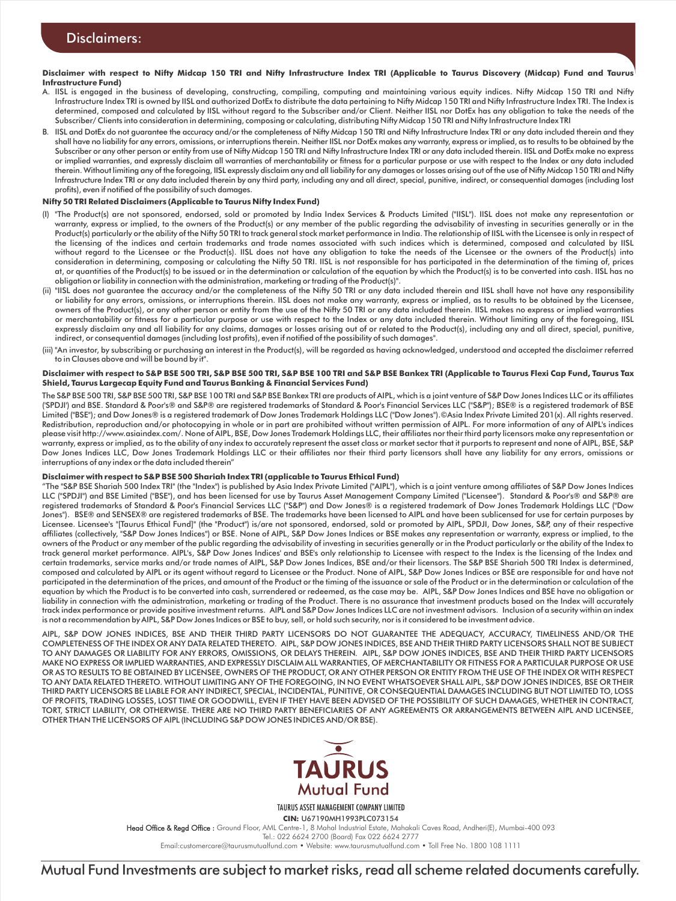# Disclaimers:

**Disclaimer with respect to Nifty Midcap 150 TRI and Nifty Infrastructure Index TRI (Applicable to Taurus Discovery (Midcap) Fund and Taurus Infrastructure Fund)**

A. IISL is engaged in the business of developing, constructing, compiling, computing and maintaining various equity indices. Nifty Midcap 150 TRI and Nifty Infrastructure Index TRI is owned by IISL and authorized DotEx to distribute the data pertaining to Nifty Midcap 150 TRI and Nifty Infrastructure Index TRI. The Index is determined, composed and calculated by IISL without regard to the Subscriber and/or Client. Neither IISL nor DotEx has any obligation to take the needs of the Subscriber/ Clients into consideration in determining, composing or calculating, distributing Nifty Midcap 150 TRI and Nifty Infrastructure Index TRI

B. IISL and DotEx do not guarantee the accuracy and/or the completeness of Nifty Midcap 150 TRI and Nifty Infrastructure Index TRI or any data included therein and they shall have no liability for any errors, omissions, or interruptions therein. Neither IISL nor DotEx makes any warranty, express or implied, as to results to be obtained by the Subscriber or any other person or entity from use of Nifty Midcap 150 TRI and Nifty Infrastructure Index TRI or any data included therein. IISL and DotEx make no express or implied warranties, and expressly disclaim all warranties of merchantability or fitness for a particular purpose or use with respect to the Index or any data included therein. Without limiting any of the foregoing, IISL expressly disclaim any and all liability for any damages or losses arising out of the use of Nifty Midcap 150 TRI and Nifty Infrastructure Index TRI or any data included therein by any third party, including any and all direct, special, punitive, indirect, or consequential damages (including lost profits), even if notified of the possibility of such damages.

**Nifty 50 TRI Related Disclaimers (Applicable to Taurus Nifty Index Fund)**

(I) "The Product(s) are not sponsored, endorsed, sold or promoted by India Index Services & Products Limited ("IISL"). IISL does not make any representation or warranty, express or implied, to the owners of the Product(s) or any member of the public regarding the advisability of investing in securities generally or in the Product(s) particularly or the ability of the Nifty 50 TRI to track general stock market performance in India. The relationship of IISL with the Licensee is only in respect of the licensing of the indices and certain trademarks and trade names associated with such indices which is determined, composed and calculated by IISL without regard to the Licensee or the Product(s). IISL does not have any obligation to take the needs of the Licensee or the owners of the Product(s) into consideration in determining, composing or calculating the Nifty 50 TRI. IISL is not responsible for has participated in the determination of the timing of, prices at, or quantities of the Product(s) to be issued or in the determination or calculation of the equation by which the Product(s) is to be converted into cash. IISL has no obligation or liability in connection with the administration, marketing or trading of the Product(s)".

(ii) "IISL does not guarantee the accuracy and/or the completeness of the Nifty 50 TRI or any data included therein and IISL shall have not have any responsibility or liability for any errors, omissions, or interruptions therein. IISL does not make any warranty, express or implied, as to results to be obtained by the Licensee, owners of the Product(s), or any other person or entity from the use of the Nifty 50 TRI or any data included therein. IISL makes no express or implied warranties or merchantability or fitness for a particular purpose or use with respect to the Index or any data included therein. Without limiting any of the foregoing, IISL expressly disclaim any and all liability for any claims, damages or losses arising out of or related to the Product(s), including any and all direct, special, punitive, indirect, or consequential damages (including lost profits), even if notified of the possibility of such damages".

(iii) "An investor, by subscribing or purchasing an interest in the Product(s), will be regarded as having acknowledged, understood and accepted the disclaimer referred to in Clauses above and will be bound by it".

**Disclaimer with respect to S&P BSE 500 TRI, S&P BSE 500 TRI, S&P BSE 100 TRI and S&P BSE Bankex TRI (Applicable to Taurus Flexi Cap Fund, Taurus Tax Shield, Taurus Largecap Equity Fund and Taurus Banking & Financial Services Fund)**

The S&P BSE 500 TRI, S&P BSE 500 TRI, S&P BSE 100 TRI and S&P BSE Bankex TRI are products of AIPL, which is a joint venture of S&P Dow Jones Indices LLC or its affiliates ('SPDJI') and BSE. Standard & Poor's® and S&P® are registered trademarks of Standard & Poor's Financial Services LLC ("S&P"); BSE® is a registered trademark of BSE Limited ("BSE"); and Dow Jones® is a registered trademark of Dow Jones Trademark Holdings LLC ("Dow Jones").©Asia Index Private Limited 201(x). All rights reserved. Redistribution, reproduction and/or photocopying in whole or in part are prohibited without written permission of AIPL. For more information of any of AIPL's indices please visit http://www.asiaindex.com/. None of AIPL, BSE, Dow Jones Trademark Holdings LLC, their affiliates nor their third party licensors make any representation or warranty, express or implied, as to the ability of any index to accurately represent the asset class or market sector that it purports to represent and none of AIPL, BSE, S&P Dow Jones Indices LLC, Dow Jones Trademark Holdings LLC or their affiliates nor their third party licensors shall have any liability for any errors, omissions or interruptions of any index or the data included therein"

**Disclaimer with respect to S&P BSE 500 Shariah Index TRI (applicable to Taurus Ethical Fund)**

"The "S&P BSE Shariah 500 Index TRI" (the "Index") is published by Asia Index Private Limited ("AIPL"), which is a joint venture among affiliates of S&P Dow Jones Indices LLC ("SPDJI") and BSE Limited ("BSE"), and has been licensed for use by Taurus Asset Management Company Limited ("Licensee"). Standard & Poor's® and S&P® are registered trademarks of Standard & Poor's Financial Services LLC ("S&P") and Dow Jones® is a registered trademark of Dow Jones Trademark Holdings LLC ("Dow Jones"). BSE® and SENSEX® are registered trademarks of BSE. The trademarks have been licensed to AIPL and have been sublicensed for use for certain purposes by Licensee. Licensee's "[Taurus Ethical Fund]" (the "Product") is/are not sponsored, endorsed, sold or promoted by AIPL, SPDJI, Dow Jones, S&P, any of their respective affiliates (collectively, "S&P Dow Jones Indices") or BSE. None of AIPL, S&P Dow Jones Indices or BSE makes any representation or warranty, express or implied, to the owners of the Product or any member of the public regarding the advisability of investing in securities generally or in the Product particularly or the ability of the Index to track general market performance. AIPL's, S&P Dow Jones Indices' and BSE's only relationship to Licensee with respect to the Index is the licensing of the Index and certain trademarks, service marks and/or trade names of AIPL, S&P Dow Jones Indices, BSE and/or their licensors. The S&P BSE Shariah 500 TRI Index is determined, composed and calculated by AIPL or its agent without regard to Licensee or the Product. None of AIPL, S&P Dow Jones Indices or BSE are responsible for and have not participated in the determination of the prices, and amount of the Product or the timing of the issuance or sale of the Product or in the determination or calculation of the equation by which the Product is to be converted into cash, surrendered or redeemed, as the case may be. AIPL, S&P Dow Jones Indices and BSE have no obligation or liability in connection with the administration, marketing or trading of the Product. There is no assurance that investment products based on the Index will accurately track index performance or provide positive investment returns. AIPL and S&P Dow Jones Indices LLC are not investment advisors. Inclusion of a security within an index is not a recommendation by AIPL, S&P Dow Jones Indices or BSE to buy, sell, or hold such security, nor is it considered to be investment advice.

AIPL, S&P DOW JONES INDICES, BSE AND THEIR THIRD PARTY LICENSORS DO NOT GUARANTEE THE ADEQUACY, ACCURACY, TIMELINESS AND/OR THE COMPLETENESS OF THE INDEX OR ANY DATA RELATED THERETO. AIPL, S&P DOW JONES INDICES, BSE AND THEIR THIRD PARTY LICENSORS SHALL NOT BE SUBJECT TO ANY DAMAGES OR LIABILITY FOR ANY ERRORS, OMISSIONS, OR DELAYS THEREIN. AIPL, S&P DOW JONES INDICES, BSE AND THEIR THIRD PARTY LICENSORS MAKE NO EXPRESS OR IMPLIED WARRANTIES, AND EXPRESSLY DISCLAIM ALL WARRANTIES, OF MERCHANTABILITY OR FITNESS FOR A PARTICULAR PURPOSE OR USE OR AS TO RESULTS TO BE OBTAINED BY LICENSEE, OWNERS OF THE PRODUCT, OR ANY OTHER PERSON OR ENTITY FROM THE USE OF THE INDEX OR WITH RESPECT TO ANY DATA RELATED THERETO. WITHOUT LIMITING ANY OF THE FOREGOING, IN NO EVENT WHATSOEVER SHALL AIPL, S&P DOW JONES INDICES, BSE OR THEIR THIRD PARTY LICENSORS BE LIABLE FOR ANY INDIRECT, SPECIAL, INCIDENTAL, PUNITIVE, OR CONSEQUENTIAL DAMAGES INCLUDING BUT NOT LIMITED TO, LOSS OF PROFITS, TRADING LOSSES, LOST TIME OR GOODWILL, EVEN IF THEY HAVE BEEN ADVISED OF THE POSSIBILITY OF SUCH DAMAGES, WHETHER IN CONTRACT, TORT, STRICT LIABILITY, OR OTHERWISE. THERE ARE NO THIRD PARTY BENEFICIARIES OF ANY AGREEMENTS OR ARRANGEMENTS BETWEEN AIPL AND LICENSEE, OTHER THAN THE LICENSORS OF AIPL (INCLUDING S&P DOW JONES INDICES AND/OR BSE).

TAURUS Mutual Fund

TAURUS ASSET MANAGEMENT COMPANY LIMITED

**CIN:** U67190MH1993PLC073154

Head Office & Regd Office : Ground Floor, AML Centre-1, 8 Mahal Industrial Estate, Mahakali Caves Road, Andheri(E), Mumbai-400 093

Tel.: 022 6624 2700 (Board) Fax 022 6624 2777

Email:customercare@taurusmutualfund.com • Website: www.taurusmutualfund.com • Toll Free No. 1800 108 1111

Mutual Fund Investments are subject to market risks, read all scheme related documents carefully.